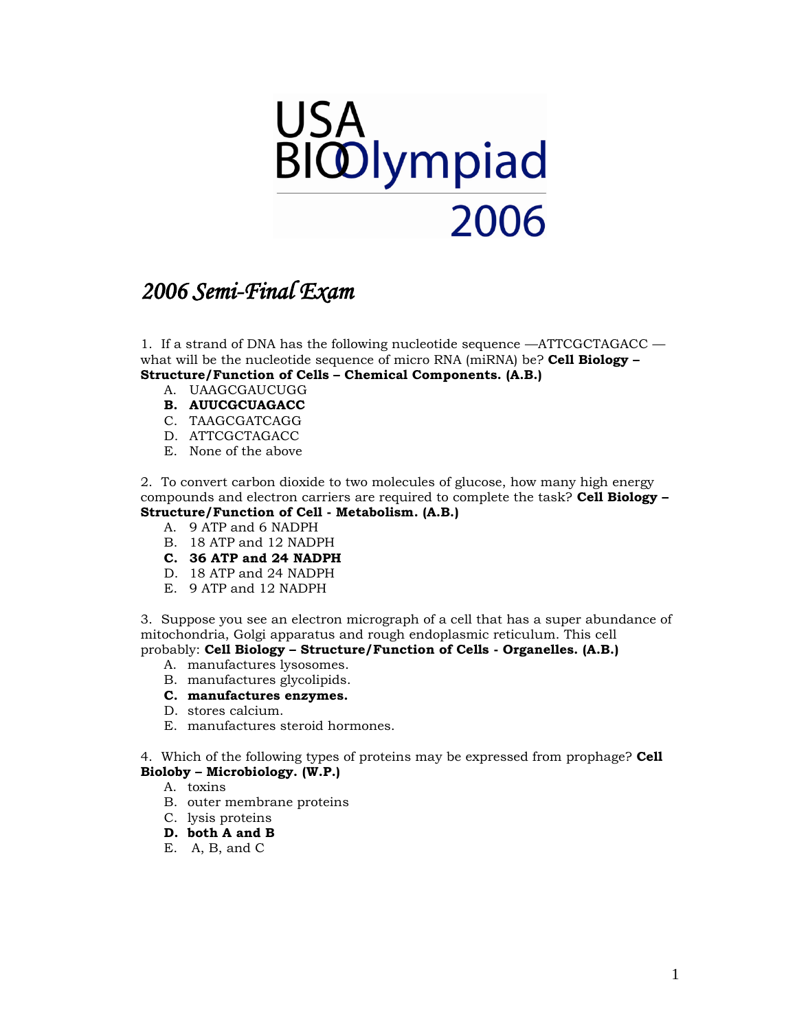# USA BIOlympiad 2006

## *2006 Semi-Final Exam*

1. If a strand of DNA has the following nucleotide sequence —ATTCGCTAGACC — what will be the nucleotide sequence of micro RNA (miRNA) be? **Cell Biology – Structure/Function of Cells – Chemical Components. (A.B.)**

   A. UAAGCGAUCUGG
   **B. AUUCGCUAGACC**
   C. TAAGCGATCAGG
   D. ATTCGCTAGACC
   E. None of the above

2. To convert carbon dioxide to two molecules of glucose, how many high energy compounds and electron carriers are required to complete the task? **Cell Biology – Structure/Function of Cell - Metabolism. (A.B.)**

   A. 9 ATP and 6 NADPH
   B. 18 ATP and 12 NADPH
   **C. 36 ATP and 24 NADPH**
   D. 18 ATP and 24 NADPH
   E. 9 ATP and 12 NADPH

3. Suppose you see an electron micrograph of a cell that has a super abundance of mitochondria, Golgi apparatus and rough endoplasmic reticulum. This cell probably: **Cell Biology – Structure/Function of Cells - Organelles. (A.B.)**

   A. manufactures lysosomes.
   B. manufactures glycolipids.
   **C. manufactures enzymes.**
   D. stores calcium.
   E. manufactures steroid hormones.

4. Which of the following types of proteins may be expressed from prophage? **Cell Bioloby – Microbiology. (W.P.)**

   A. toxins
   B. outer membrane proteins
   C. lysis proteins
   **D. both A and B**
   E. A, B, and C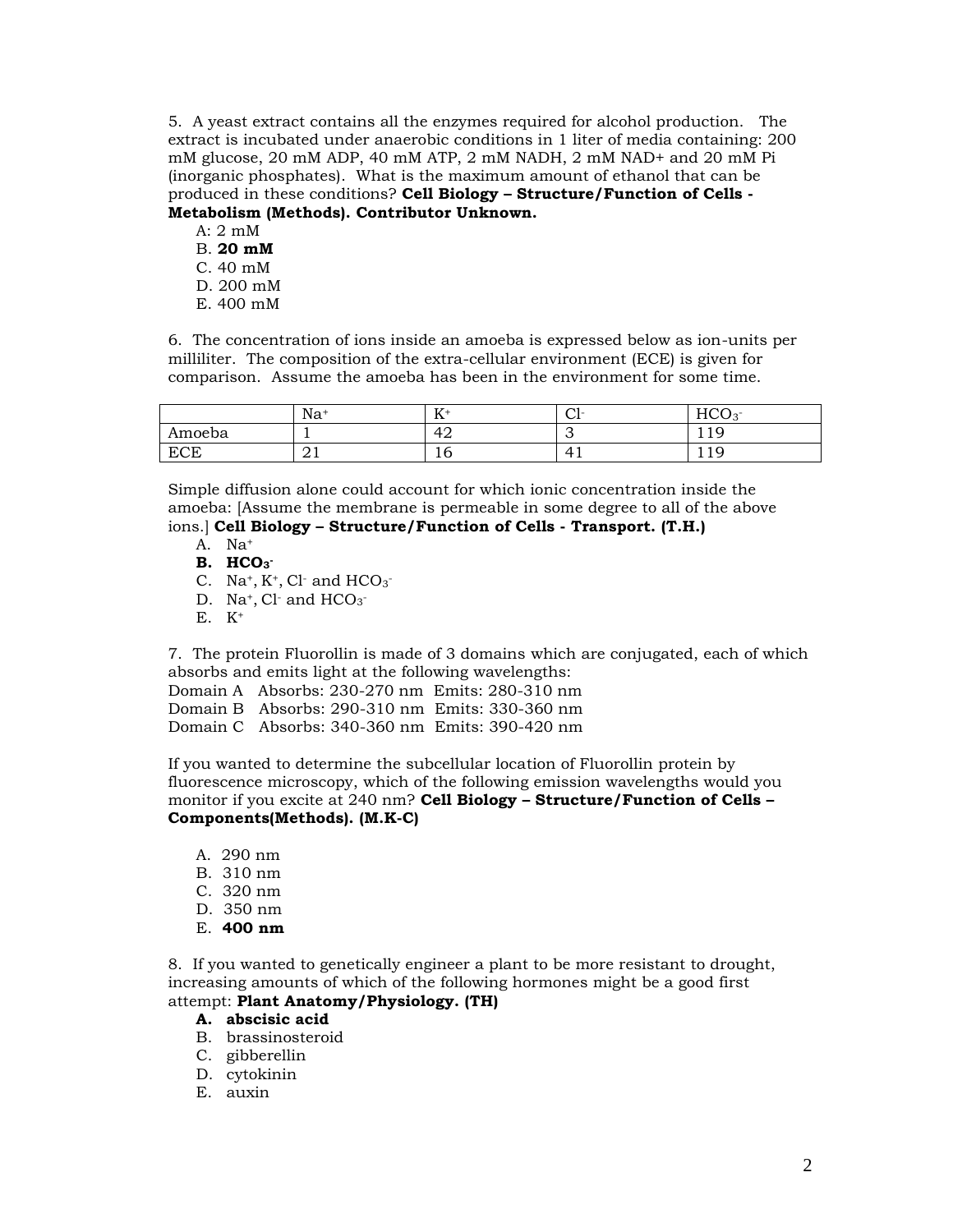5. A yeast extract contains all the enzymes required for alcohol production. The extract is incubated under anaerobic conditions in 1 liter of media containing: 200 mM glucose, 20 mM ADP, 40 mM ATP, 2 mM NADH, 2 mM NAD+ and 20 mM Pi (inorganic phosphates). What is the maximum amount of ethanol that can be produced in these conditions? **Cell Biology – Structure/Function of Cells - Metabolism (Methods). Contributor Unknown.**

A: 2 mM
B. **20 mM**
C. 40 mM
D. 200 mM
E. 400 mM

6. The concentration of ions inside an amoeba is expressed below as ion-units per milliliter. The composition of the extra-cellular environment (ECE) is given for comparison. Assume the amoeba has been in the environment for some time.

| | $Na^+$ | $K^+$ | $Cl^-$ | $HCO_3^-$ |
|---|---|---|---|---|
| Amoeba | 1 | 42 | 3 | 119 |
| ECE | 21 | 16 | 41 | 119 |

Simple diffusion alone could account for which ionic concentration inside the amoeba: [Assume the membrane is permeable in some degree to all of the above ions.] **Cell Biology – Structure/Function of Cells - Transport. (T.H.)**

A. $Na^+$
B. **$HCO_3^-$**
C. $Na^+$, $K^+$, $Cl^-$ and $HCO_3^-$
D. $Na^+$, $Cl^-$ and $HCO_3^-$
E. $K^+$

7. The protein Fluorollin is made of 3 domains which are conjugated, each of which absorbs and emits light at the following wavelengths:

Domain A Absorbs: 230-270 nm Emits: 280-310 nm
Domain B Absorbs: 290-310 nm Emits: 330-360 nm
Domain C Absorbs: 340-360 nm Emits: 390-420 nm

If you wanted to determine the subcellular location of Fluorollin protein by fluorescence microscopy, which of the following emission wavelengths would you monitor if you excite at 240 nm? **Cell Biology – Structure/Function of Cells – Components(Methods). (M.K-C)**

A. 290 nm
B. 310 nm
C. 320 nm
D. 350 nm
E. **400 nm**

8. If you wanted to genetically engineer a plant to be more resistant to drought, increasing amounts of which of the following hormones might be a good first attempt: **Plant Anatomy/Physiology. (TH)**

A. **abscisic acid**
B. brassinosteroid
C. gibberellin
D. cytokinin
E. auxin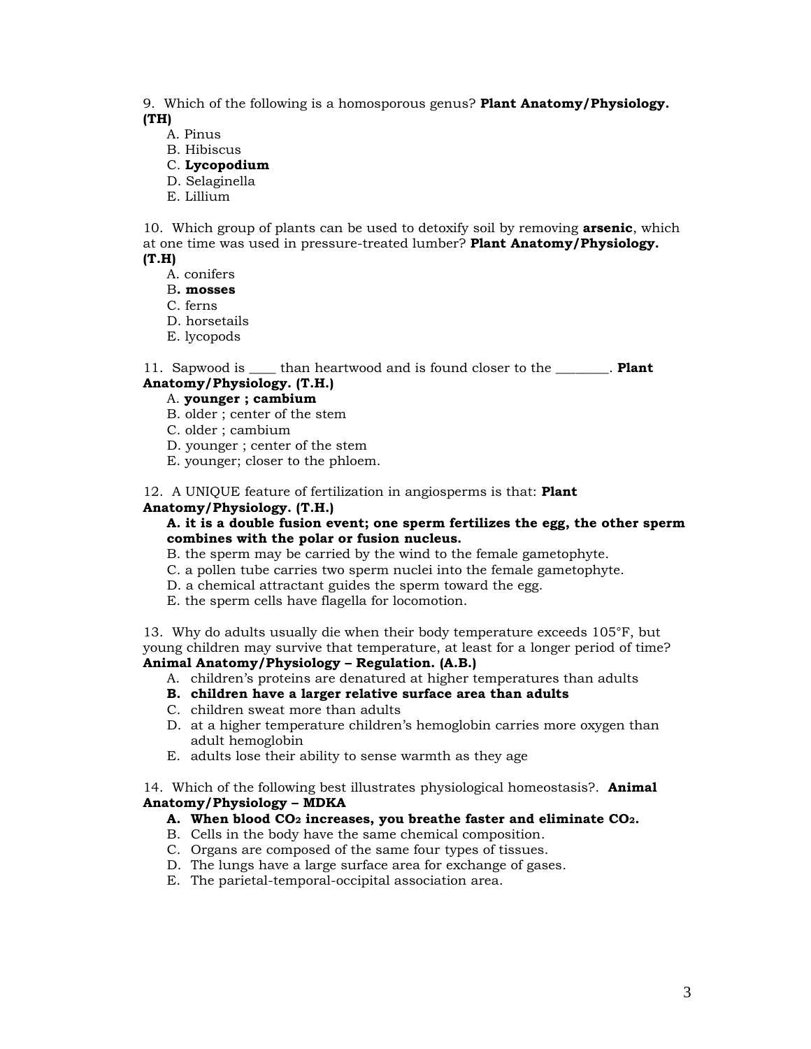9. Which of the following is a homosporous genus? **Plant Anatomy/Physiology. (TH)**

A. Pinus
B. Hibiscus
C. **Lycopodium**
D. Selaginella
E. Lillium

10. Which group of plants can be used to detoxify soil by removing **arsenic**, which at one time was used in pressure-treated lumber? **Plant Anatomy/Physiology. (T.H)**

A. conifers
B**. mosses**
C. ferns
D. horsetails
E. lycopods

11. Sapwood is ____ than heartwood and is found closer to the ________. **Plant Anatomy/Physiology. (T.H.)**

A. **younger ; cambium**
B. older ; center of the stem
C. older ; cambium
D. younger ; center of the stem
E. younger; closer to the phloem.

12. A UNIQUE feature of fertilization in angiosperms is that: **Plant Anatomy/Physiology. (T.H.)**

**A. it is a double fusion event; one sperm fertilizes the egg, the other sperm combines with the polar or fusion nucleus.**
B. the sperm may be carried by the wind to the female gametophyte.
C. a pollen tube carries two sperm nuclei into the female gametophyte.
D. a chemical attractant guides the sperm toward the egg.
E. the sperm cells have flagella for locomotion.

13. Why do adults usually die when their body temperature exceeds 105°F, but young children may survive that temperature, at least for a longer period of time? **Animal Anatomy/Physiology – Regulation. (A.B.)**

A. children's proteins are denatured at higher temperatures than adults
**B. children have a larger relative surface area than adults**
C. children sweat more than adults
D. at a higher temperature children's hemoglobin carries more oxygen than adult hemoglobin
E. adults lose their ability to sense warmth as they age

14. Which of the following best illustrates physiological homeostasis?. **Animal Anatomy/Physiology – MDKA**

**A. When blood $CO_2$ increases, you breathe faster and eliminate $CO_2$.**
B. Cells in the body have the same chemical composition.
C. Organs are composed of the same four types of tissues.
D. The lungs have a large surface area for exchange of gases.
E. The parietal-temporal-occipital association area.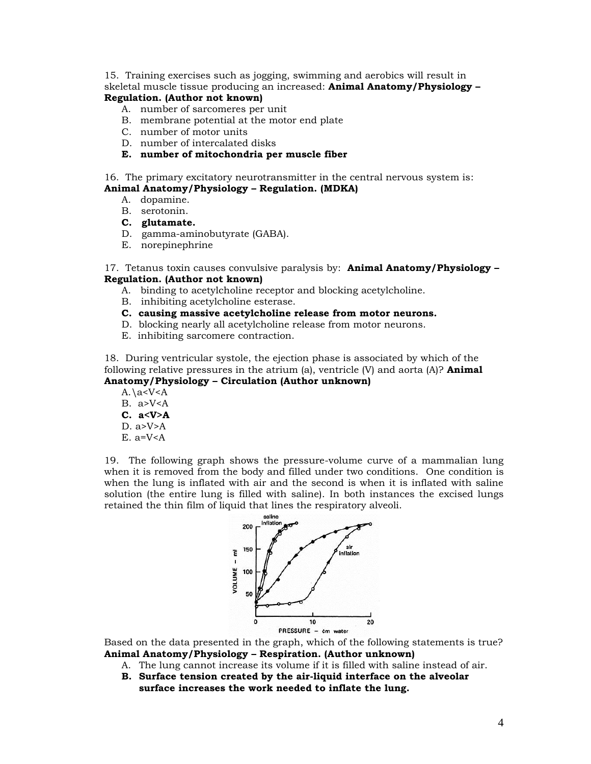15. Training exercises such as jogging, swimming and aerobics will result in skeletal muscle tissue producing an increased: **Animal Anatomy/Physiology – Regulation. (Author not known)**

A. number of sarcomeres per unit
B. membrane potential at the motor end plate
C. number of motor units
D. number of intercalated disks
**E. number of mitochondria per muscle fiber**

16. The primary excitatory neurotransmitter in the central nervous system is: **Animal Anatomy/Physiology – Regulation. (MDKA)**

A. dopamine.
B. serotonin.
**C. glutamate.**
D. gamma-aminobutyrate (GABA).
E. norepinephrine

17. Tetanus toxin causes convulsive paralysis by: **Animal Anatomy/Physiology – Regulation. (Author not known)**

A. binding to acetylcholine receptor and blocking acetylcholine.
B. inhibiting acetylcholine esterase.
**C. causing massive acetylcholine release from motor neurons.**
D. blocking nearly all acetylcholine release from motor neurons.
E. inhibiting sarcomere contraction.

18. During ventricular systole, the ejection phase is associated by which of the following relative pressures in the atrium (a), ventricle (V) and aorta (A)? **Animal Anatomy/Physiology – Circulation (Author unknown)**

A.\a<V<A
B. a>V<A
**C. a<V>A**
D. a>V>A
E. a=V<A

19. The following graph shows the pressure-volume curve of a mammalian lung when it is removed from the body and filled under two conditions. One condition is when the lung is inflated with air and the second is when it is inflated with saline solution (the entire lung is filled with saline). In both instances the excised lungs retained the thin film of liquid that lines the respiratory alveoli.

Based on the data presented in the graph, which of the following statements is true? **Animal Anatomy/Physiology – Respiration. (Author unknown)**

A. The lung cannot increase its volume if it is filled with saline instead of air.
**B. Surface tension created by the air-liquid interface on the alveolar surface increases the work needed to inflate the lung.**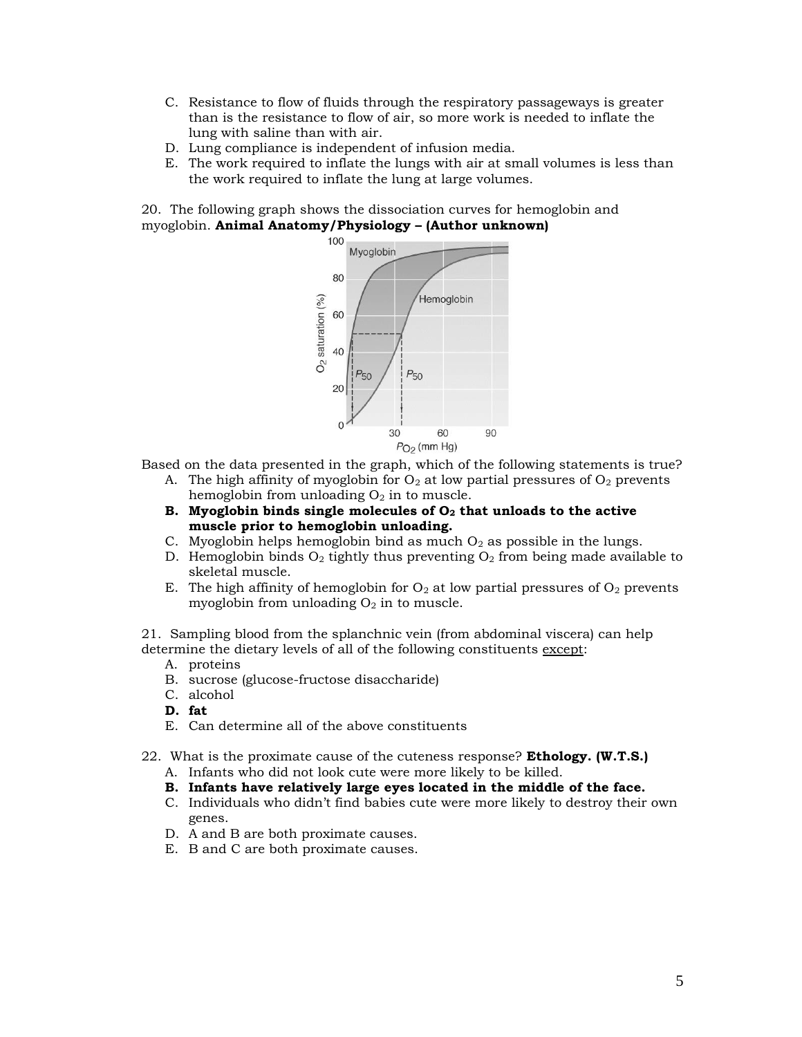C. Resistance to flow of fluids through the respiratory passageways is greater than is the resistance to flow of air, so more work is needed to inflate the lung with saline than with air.
D. Lung compliance is independent of infusion media.
E. The work required to inflate the lungs with air at small volumes is less than the work required to inflate the lung at large volumes.

20. The following graph shows the dissociation curves for hemoglobin and myoglobin. **Animal Anatomy/Physiology – (Author unknown)**

Based on the data presented in the graph, which of the following statements is true?

A. The high affinity of myoglobin for $O_2$ at low partial pressures of $O_2$ prevents hemoglobin from unloading $O_2$ in to muscle.
**B. Myoglobin binds single molecules of $O_2$ that unloads to the active muscle prior to hemoglobin unloading.**
C. Myoglobin helps hemoglobin bind as much $O_2$ as possible in the lungs.
D. Hemoglobin binds $O_2$ tightly thus preventing $O_2$ from being made available to skeletal muscle.
E. The high affinity of hemoglobin for $O_2$ at low partial pressures of $O_2$ prevents myoglobin from unloading $O_2$ in to muscle.

21. Sampling blood from the splanchnic vein (from abdominal viscera) can help determine the dietary levels of all of the following constituents except:

A. proteins
B. sucrose (glucose-fructose disaccharide)
C. alcohol
**D. fat**
E. Can determine all of the above constituents

22. What is the proximate cause of the cuteness response? **Ethology. (W.T.S.)**

A. Infants who did not look cute were more likely to be killed.
**B. Infants have relatively large eyes located in the middle of the face.**
C. Individuals who didn't find babies cute were more likely to destroy their own genes.
D. A and B are both proximate causes.
E. B and C are both proximate causes.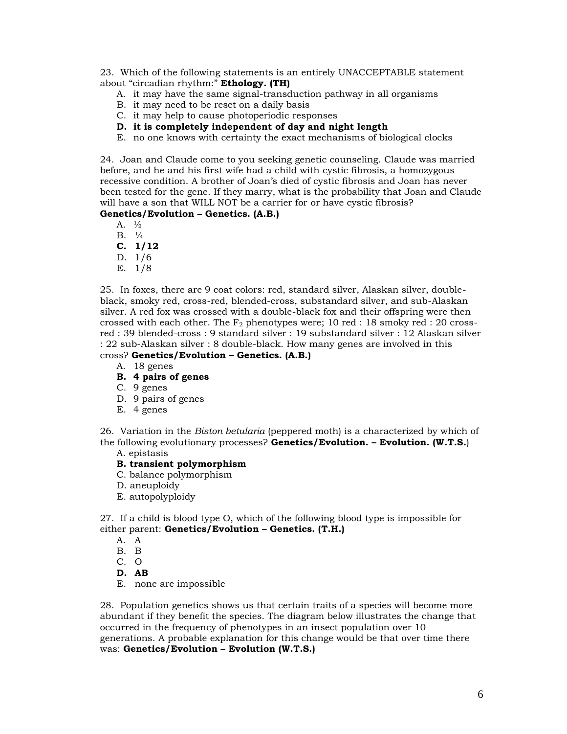23. Which of the following statements is an entirely UNACCEPTABLE statement about "circadian rhythm:" **Ethology. (TH)**

A. it may have the same signal-transduction pathway in all organisms
B. it may need to be reset on a daily basis
C. it may help to cause photoperiodic responses
**D. it is completely independent of day and night length**
E. no one knows with certainty the exact mechanisms of biological clocks

24. Joan and Claude come to you seeking genetic counseling. Claude was married before, and he and his first wife had a child with cystic fibrosis, a homozygous recessive condition. A brother of Joan's died of cystic fibrosis and Joan has never been tested for the gene. If they marry, what is the probability that Joan and Claude will have a son that WILL NOT be a carrier for or have cystic fibrosis? **Genetics/Evolution – Genetics. (A.B.)**

A. ½
B. ¼
**C. 1/12**
D. 1/6
E. 1/8

25. In foxes, there are 9 coat colors: red, standard silver, Alaskan silver, double-black, smoky red, cross-red, blended-cross, substandard silver, and sub-Alaskan silver. A red fox was crossed with a double-black fox and their offspring were then crossed with each other. The $F_2$ phenotypes were; 10 red : 18 smoky red : 20 cross-red : 39 blended-cross : 9 standard silver : 19 substandard silver : 12 Alaskan silver : 22 sub-Alaskan silver : 8 double-black. How many genes are involved in this cross? **Genetics/Evolution – Genetics. (A.B.)**

A. 18 genes
**B. 4 pairs of genes**
C. 9 genes
D. 9 pairs of genes
E. 4 genes

26. Variation in the *Biston betularia* (peppered moth) is a characterized by which of the following evolutionary processes? **Genetics/Evolution. – Evolution. (W.T.S.)**

A. epistasis
**B. transient polymorphism**
C. balance polymorphism
D. aneuploidy
E. autopolyploidy

27. If a child is blood type O, which of the following blood type is impossible for either parent: **Genetics/Evolution – Genetics. (T.H.)**

A. A
B. B
C. O
**D. AB**
E. none are impossible

28. Population genetics shows us that certain traits of a species will become more abundant if they benefit the species. The diagram below illustrates the change that occurred in the frequency of phenotypes in an insect population over 10 generations. A probable explanation for this change would be that over time there was: **Genetics/Evolution – Evolution (W.T.S.)**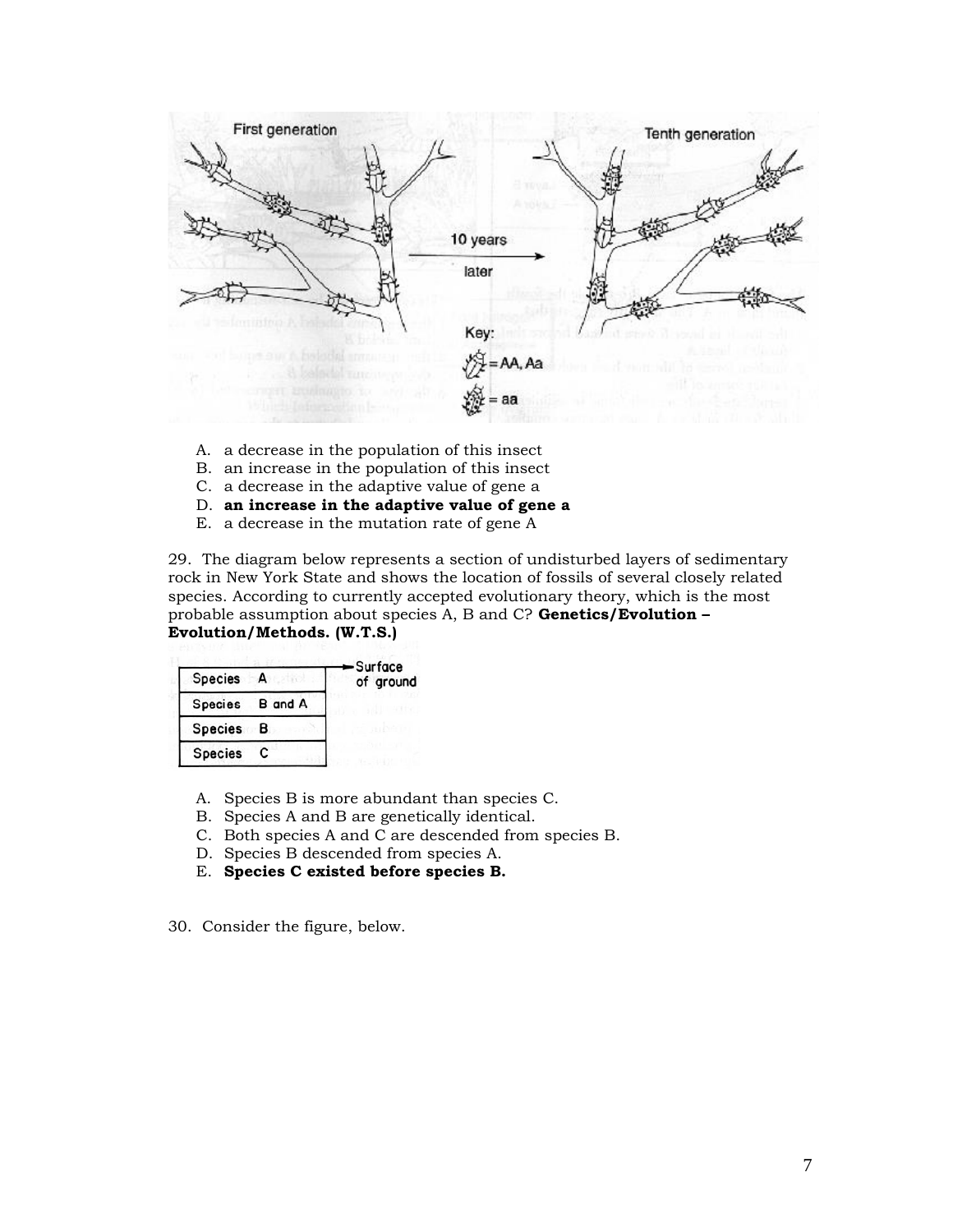A. a decrease in the population of this insect
B. an increase in the population of this insect
C. a decrease in the adaptive value of gene a
D. **an increase in the adaptive value of gene a**
E. a decrease in the mutation rate of gene A

29. The diagram below represents a section of undisturbed layers of sedimentary rock in New York State and shows the location of fossils of several closely related species. According to currently accepted evolutionary theory, which is the most probable assumption about species A, B and C? **Genetics/Evolution – Evolution/Methods. (W.T.S.)**

| Layer |
|---|
| Species A (Surface of ground) |
| Species B and A |
| Species B |
| Species C |

A. Species B is more abundant than species C.
B. Species A and B are genetically identical.
C. Both species A and C are descended from species B.
D. Species B descended from species A.
E. **Species C existed before species B.**

30. Consider the figure, below.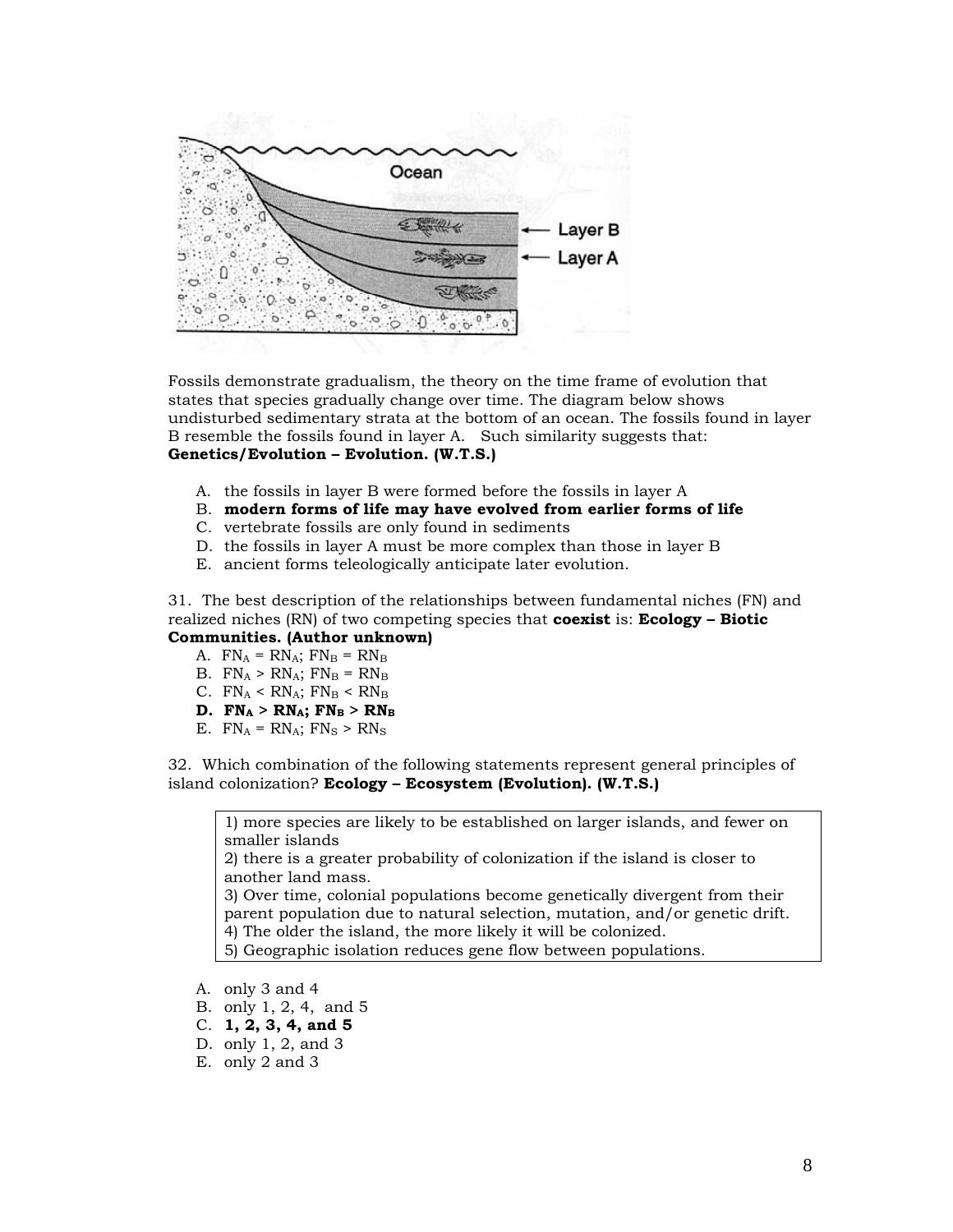Fossils demonstrate gradualism, the theory on the time frame of evolution that states that species gradually change over time. The diagram below shows undisturbed sedimentary strata at the bottom of an ocean. The fossils found in layer B resemble the fossils found in layer A. Such similarity suggests that: **Genetics/Evolution – Evolution. (W.T.S.)**

A. the fossils in layer B were formed before the fossils in layer A
B. **modern forms of life may have evolved from earlier forms of life**
C. vertebrate fossils are only found in sediments
D. the fossils in layer A must be more complex than those in layer B
E. ancient forms teleologically anticipate later evolution.

31. The best description of the relationships between fundamental niches (FN) and realized niches (RN) of two competing species that **coexist** is: **Ecology – Biotic Communities. (Author unknown)**

A. $FN_A = RN_A$; $FN_B = RN_B$
B. $FN_A > RN_A$; $FN_B = RN_B$
C. $FN_A < RN_A$; $FN_B < RN_B$
**D. $FN_A > RN_A$; $FN_B > RN_B$**
E. $FN_A = RN_A$; $FN_S > RN_S$

32. Which combination of the following statements represent general principles of island colonization? **Ecology – Ecosystem (Evolution). (W.T.S.)**

1) more species are likely to be established on larger islands, and fewer on smaller islands
2) there is a greater probability of colonization if the island is closer to another land mass.
3) Over time, colonial populations become genetically divergent from their parent population due to natural selection, mutation, and/or genetic drift.
4) The older the island, the more likely it will be colonized.
5) Geographic isolation reduces gene flow between populations.

A. only 3 and 4
B. only 1, 2, 4, and 5
C. **1, 2, 3, 4, and 5**
D. only 1, 2, and 3
E. only 2 and 3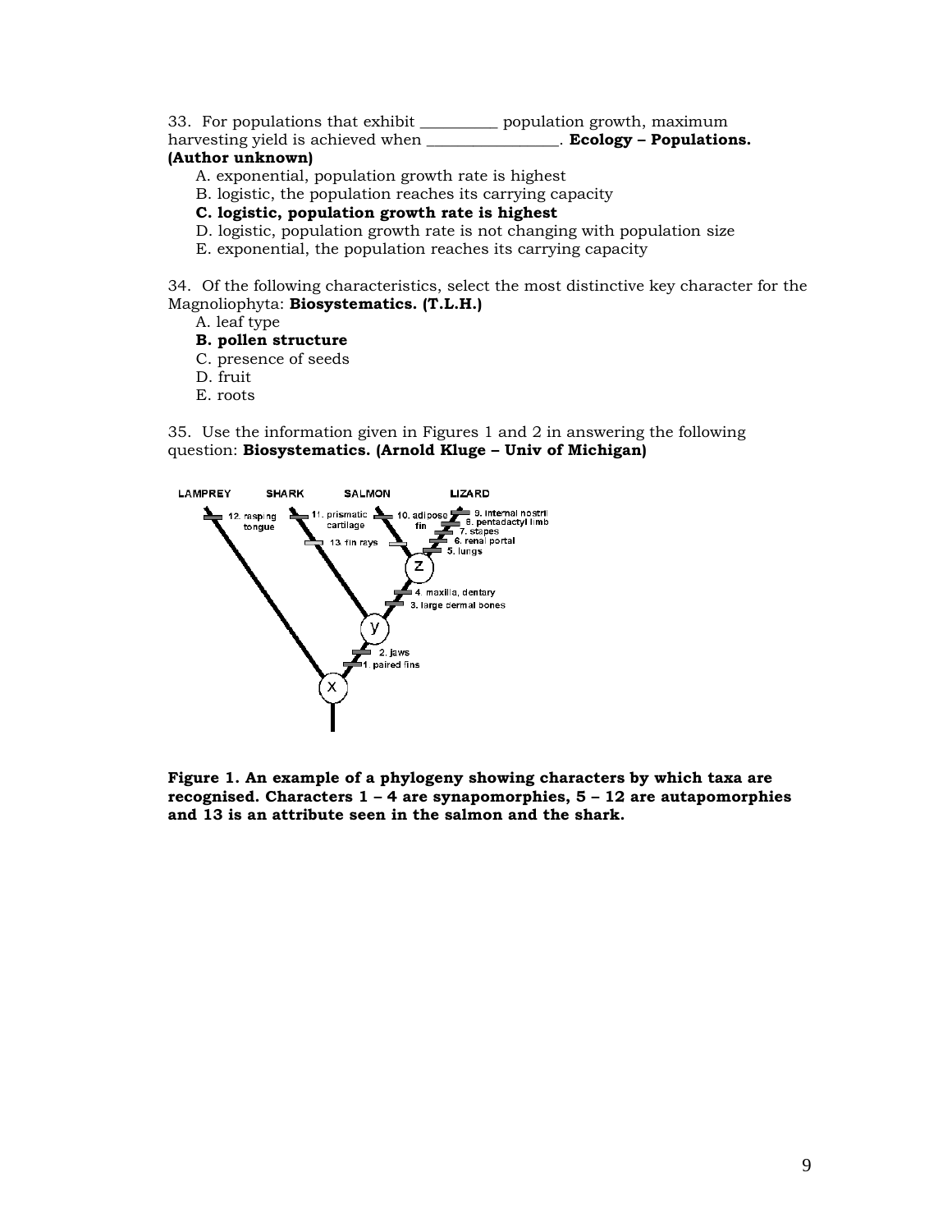33. For populations that exhibit __________ population growth, maximum harvesting yield is achieved when _________________. **Ecology – Populations. (Author unknown)**

A. exponential, population growth rate is highest
B. logistic, the population reaches its carrying capacity
**C. logistic, population growth rate is highest**
D. logistic, population growth rate is not changing with population size
E. exponential, the population reaches its carrying capacity

34. Of the following characteristics, select the most distinctive key character for the Magnoliophyta: **Biosystematics. (T.L.H.)**

A. leaf type
**B. pollen structure**
C. presence of seeds
D. fruit
E. roots

35. Use the information given in Figures 1 and 2 in answering the following question: **Biosystematics. (Arnold Kluge – Univ of Michigan)**

**Figure 1. An example of a phylogeny showing characters by which taxa are recognised. Characters 1 – 4 are synapomorphies, 5 – 12 are autapomorphies and 13 is an attribute seen in the salmon and the shark.**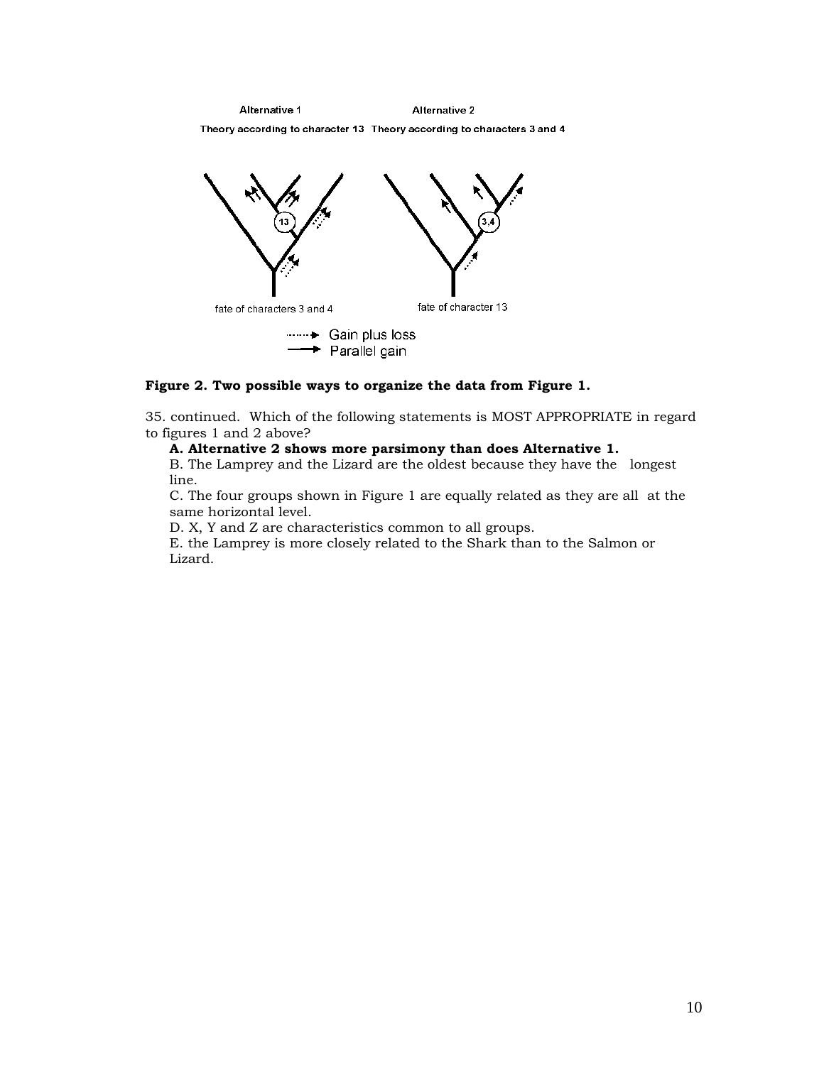Alternative 1

Theory according to character 13

fate of characters 3 and 4

Alternative 2

Theory according to characters 3 and 4

fate of character 13

Gain plus loss

Parallel gain

**Figure 2. Two possible ways to organize the data from Figure 1.**

35. continued. Which of the following statements is MOST APPROPRIATE in regard to figures 1 and 2 above?

**A. Alternative 2 shows more parsimony than does Alternative 1.**

B. The Lamprey and the Lizard are the oldest because they have the longest line.

C. The four groups shown in Figure 1 are equally related as they are all at the same horizontal level.

D. X, Y and Z are characteristics common to all groups.

E. the Lamprey is more closely related to the Shark than to the Salmon or Lizard.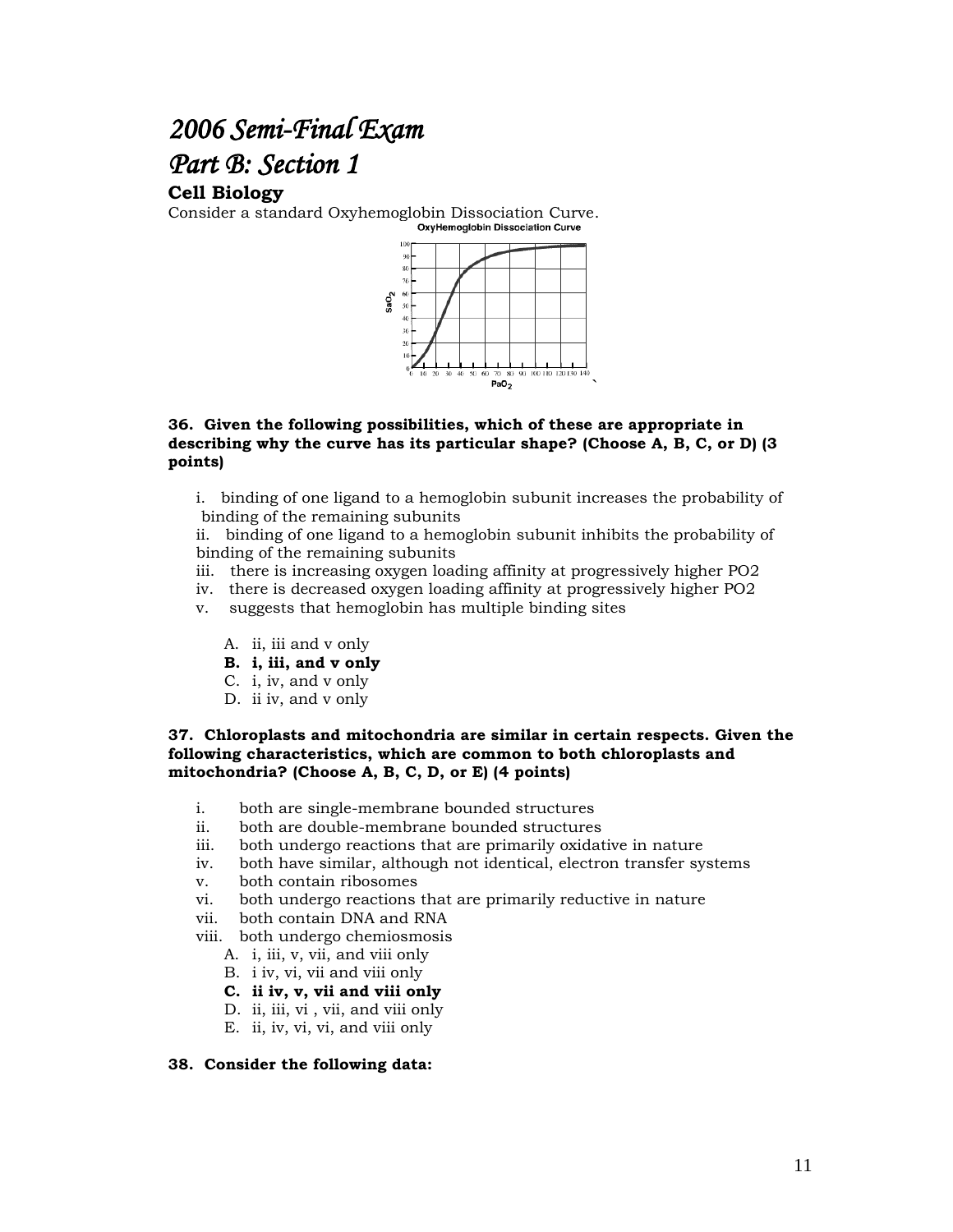# *2006 Semi-Final Exam*

# *Part B: Section 1*

### Cell Biology

Consider a standard Oxyhemoglobin Dissociation Curve.

**36. Given the following possibilities, which of these are appropriate in describing why the curve has its particular shape? (Choose A, B, C, or D) (3 points)**

i. binding of one ligand to a hemoglobin subunit increases the probability of binding of the remaining subunits

ii. binding of one ligand to a hemoglobin subunit inhibits the probability of binding of the remaining subunits

iii. there is increasing oxygen loading affinity at progressively higher PO2

iv. there is decreased oxygen loading affinity at progressively higher PO2

v. suggests that hemoglobin has multiple binding sites

A. ii, iii and v only

**B. i, iii, and v only**

C. i, iv, and v only

D. ii iv, and v only

**37. Chloroplasts and mitochondria are similar in certain respects. Given the following characteristics, which are common to both chloroplasts and mitochondria? (Choose A, B, C, D, or E) (4 points)**

i. both are single-membrane bounded structures

ii. both are double-membrane bounded structures

iii. both undergo reactions that are primarily oxidative in nature

iv. both have similar, although not identical, electron transfer systems

v. both contain ribosomes

vi. both undergo reactions that are primarily reductive in nature

vii. both contain DNA and RNA

viii. both undergo chemiosmosis

A. i, iii, v, vii, and viii only

B. i iv, vi, vii and viii only

**C. ii iv, v, vii and viii only**

D. ii, iii, vi , vii, and viii only

E. ii, iv, vi, vi, and viii only

**38. Consider the following data:**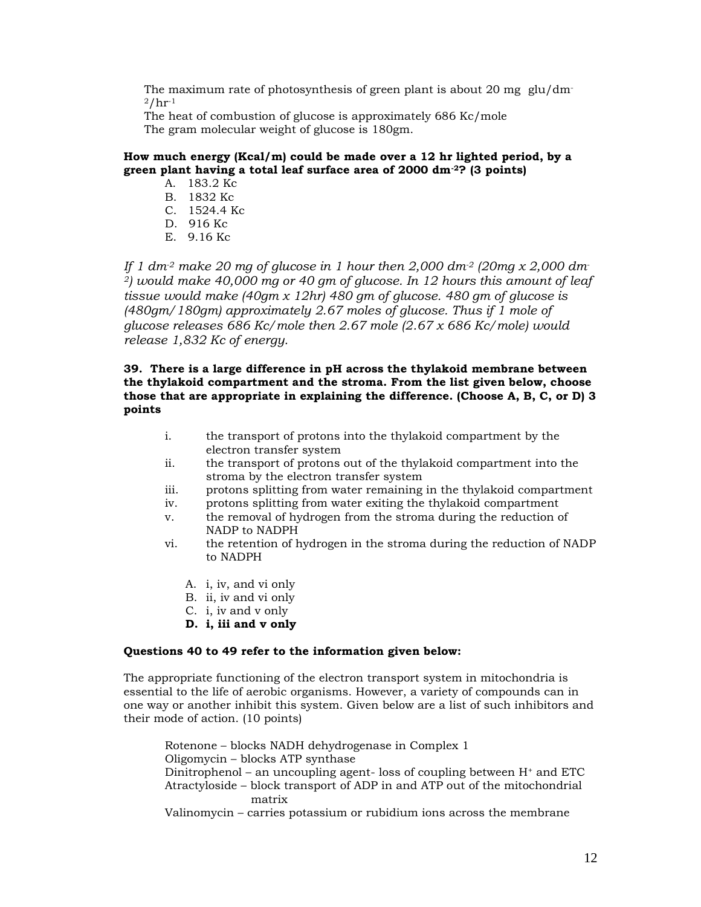The maximum rate of photosynthesis of green plant is about 20 mg glu/dm$^{-2}$/hr$^{-1}$
The heat of combustion of glucose is approximately 686 Kc/mole
The gram molecular weight of glucose is 180gm.

**How much energy (Kcal/m) could be made over a 12 hr lighted period, by a green plant having a total leaf surface area of 2000 dm$^{-2}$? (3 points)**

A. 183.2 Kc
B. 1832 Kc
C. 1524.4 Kc
D. 916 Kc
E. 9.16 Kc

*If 1 dm$^{-2}$ make 20 mg of glucose in 1 hour then 2,000 dm$^{-2}$ (20mg x 2,000 dm$^{-2}$) would make 40,000 mg or 40 gm of glucose. In 12 hours this amount of leaf tissue would make (40gm x 12hr) 480 gm of glucose. 480 gm of glucose is (480gm/180gm) approximately 2.67 moles of glucose. Thus if 1 mole of glucose releases 686 Kc/mole then 2.67 mole (2.67 x 686 Kc/mole) would release 1,832 Kc of energy.*

**39. There is a large difference in pH across the thylakoid membrane between the thylakoid compartment and the stroma. From the list given below, choose those that are appropriate in explaining the difference. (Choose A, B, C, or D) 3 points**

i. the transport of protons into the thylakoid compartment by the electron transfer system
ii. the transport of protons out of the thylakoid compartment into the stroma by the electron transfer system
iii. protons splitting from water remaining in the thylakoid compartment
iv. protons splitting from water exiting the thylakoid compartment
v. the removal of hydrogen from the stroma during the reduction of NADP to NADPH
vi. the retention of hydrogen in the stroma during the reduction of NADP to NADPH

A. i, iv, and vi only
B. ii, iv and vi only
C. i, iv and v only
**D. i, iii and v only**

**Questions 40 to 49 refer to the information given below:**

The appropriate functioning of the electron transport system in mitochondria is essential to the life of aerobic organisms. However, a variety of compounds can in one way or another inhibit this system. Given below are a list of such inhibitors and their mode of action. (10 points)

Rotenone – blocks NADH dehydrogenase in Complex 1
Oligomycin – blocks ATP synthase
Dinitrophenol – an uncoupling agent- loss of coupling between $H^+$ and ETC
Atractyloside – block transport of ADP in and ATP out of the mitochondrial matrix
Valinomycin – carries potassium or rubidium ions across the membrane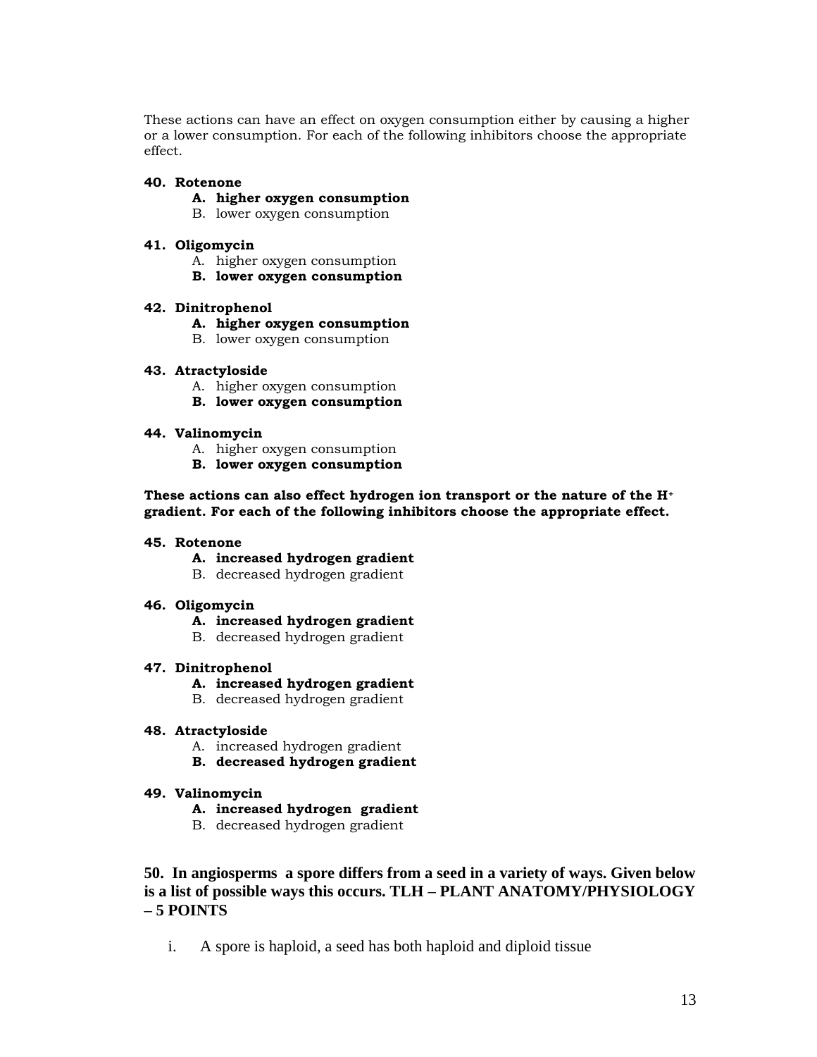These actions can have an effect on oxygen consumption either by causing a higher or a lower consumption. For each of the following inhibitors choose the appropriate effect.

**40. Rotenone**

- **A. higher oxygen consumption**
- B. lower oxygen consumption

**41. Oligomycin**

- A. higher oxygen consumption
- **B. lower oxygen consumption**

**42. Dinitrophenol**

- **A. higher oxygen consumption**
- B. lower oxygen consumption

**43. Atractyloside**

- A. higher oxygen consumption
- **B. lower oxygen consumption**

**44. Valinomycin**

- A. higher oxygen consumption
- **B. lower oxygen consumption**

**These actions can also effect hydrogen ion transport or the nature of the $H^+$ gradient. For each of the following inhibitors choose the appropriate effect.**

**45. Rotenone**

- **A. increased hydrogen gradient**
- B. decreased hydrogen gradient

**46. Oligomycin**

- **A. increased hydrogen gradient**
- B. decreased hydrogen gradient

**47. Dinitrophenol**

- **A. increased hydrogen gradient**
- B. decreased hydrogen gradient

**48. Atractyloside**

- A. increased hydrogen gradient
- **B. decreased hydrogen gradient**

**49. Valinomycin**

- **A. increased hydrogen gradient**
- B. decreased hydrogen gradient

**50. In angiosperms a spore differs from a seed in a variety of ways. Given below is a list of possible ways this occurs. TLH – PLANT ANATOMY/PHYSIOLOGY – 5 POINTS**

i. A spore is haploid, a seed has both haploid and diploid tissue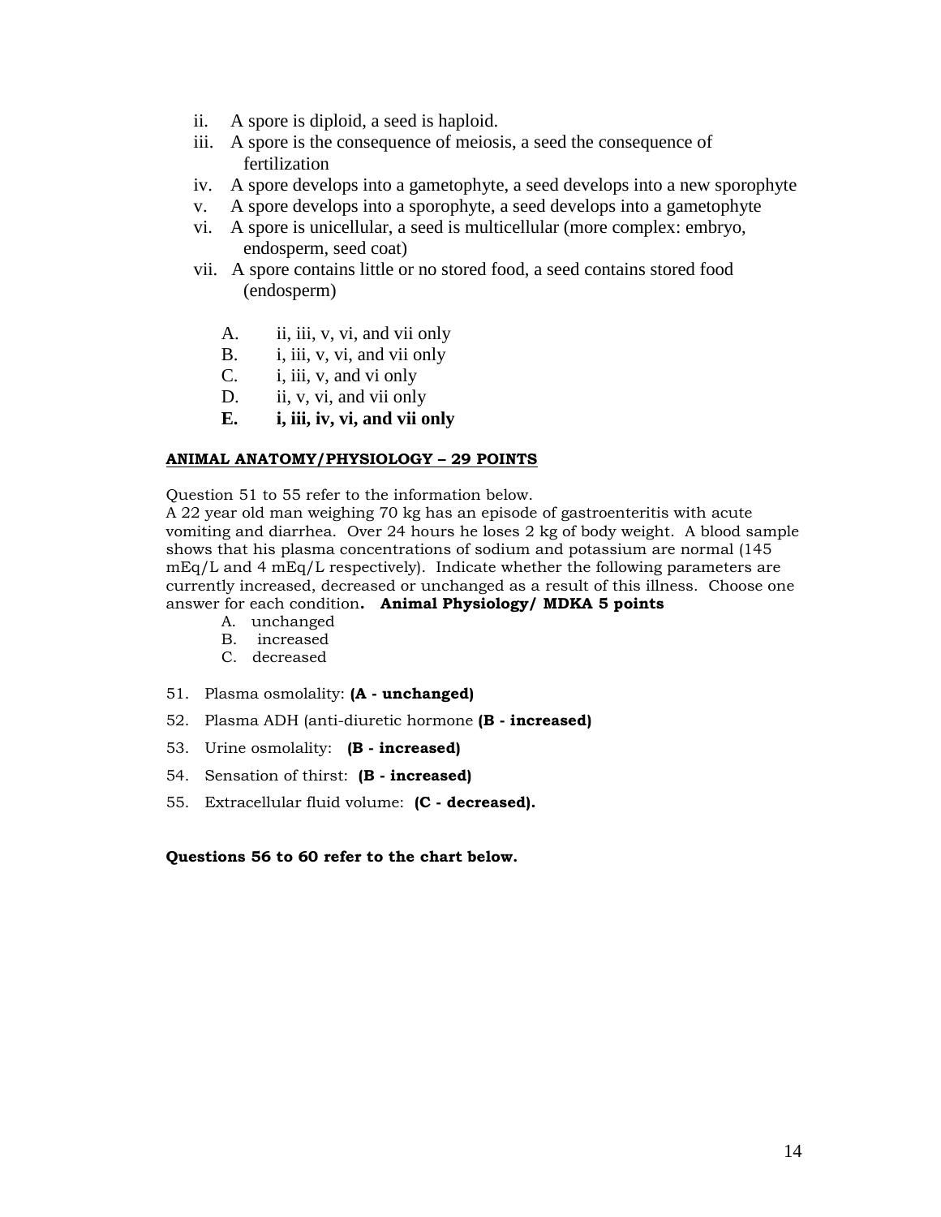ii. A spore is diploid, a seed is haploid.
iii. A spore is the consequence of meiosis, a seed the consequence of fertilization
iv. A spore develops into a gametophyte, a seed develops into a new sporophyte
v. A spore develops into a sporophyte, a seed develops into a gametophyte
vi. A spore is unicellular, a seed is multicellular (more complex: embryo, endosperm, seed coat)
vii. A spore contains little or no stored food, a seed contains stored food (endosperm)

A. ii, iii, v, vi, and vii only
B. i, iii, v, vi, and vii only
C. i, iii, v, and vi only
D. ii, v, vi, and vii only
**E. i, iii, iv, vi, and vii only**

## ANIMAL ANATOMY/PHYSIOLOGY – 29 POINTS

Question 51 to 55 refer to the information below.
A 22 year old man weighing 70 kg has an episode of gastroenteritis with acute vomiting and diarrhea. Over 24 hours he loses 2 kg of body weight. A blood sample shows that his plasma concentrations of sodium and potassium are normal (145 mEq/L and 4 mEq/L respectively). Indicate whether the following parameters are currently increased, decreased or unchanged as a result of this illness. Choose one answer for each condition. **Animal Physiology/ MDKA 5 points**

A. unchanged
B. increased
C. decreased

51. Plasma osmolality: **(A - unchanged)**
52. Plasma ADH (anti-diuretic hormone **(B - increased)**
53. Urine osmolality: **(B - increased)**
54. Sensation of thirst: **(B - increased)**
55. Extracellular fluid volume: **(C - decreased).**

**Questions 56 to 60 refer to the chart below.**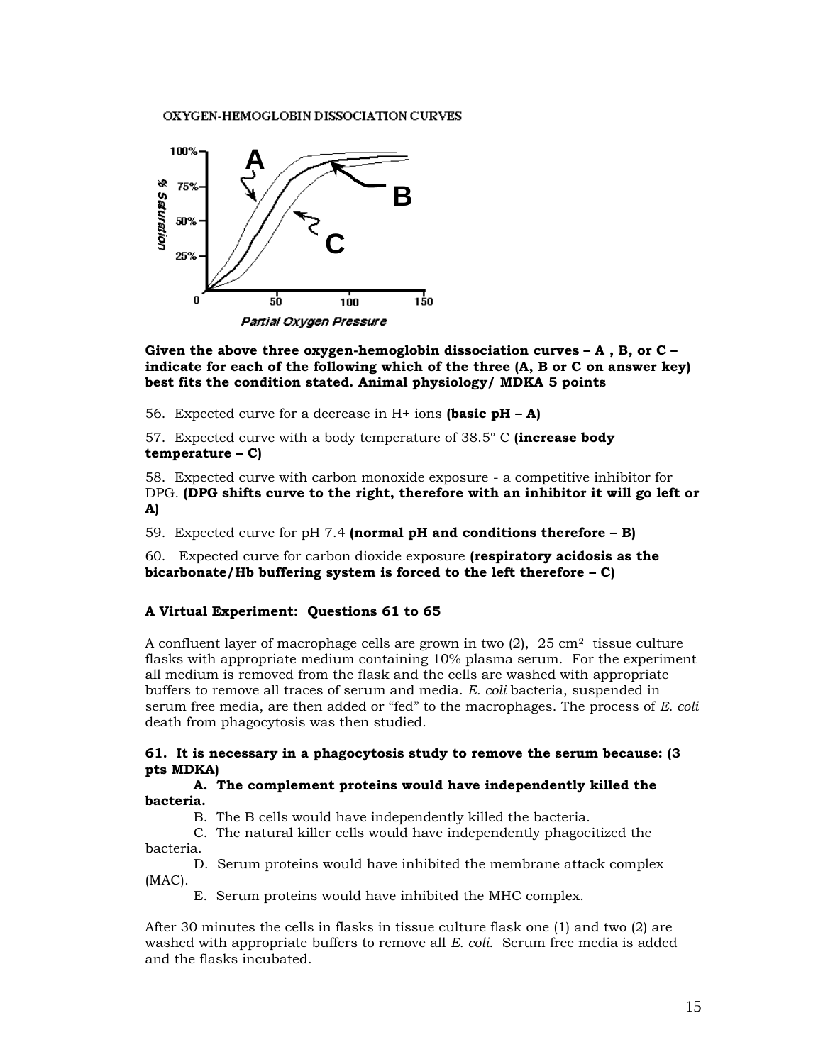OXYGEN-HEMOGLOBIN DISSOCIATION CURVES

**Given the above three oxygen-hemoglobin dissociation curves – A , B, or C – indicate for each of the following which of the three (A, B or C on answer key) best fits the condition stated. Animal physiology/ MDKA 5 points**

56. Expected curve for a decrease in H+ ions **(basic pH – A)**

57. Expected curve with a body temperature of 38.5° C **(increase body temperature – C)**

58. Expected curve with carbon monoxide exposure - a competitive inhibitor for DPG. **(DPG shifts curve to the right, therefore with an inhibitor it will go left or A)**

59. Expected curve for pH 7.4 **(normal pH and conditions therefore – B)**

60. Expected curve for carbon dioxide exposure **(respiratory acidosis as the bicarbonate/Hb buffering system is forced to the left therefore – C)**

**A Virtual Experiment: Questions 61 to 65**

A confluent layer of macrophage cells are grown in two (2), 25 $cm^2$ tissue culture flasks with appropriate medium containing 10% plasma serum. For the experiment all medium is removed from the flask and the cells are washed with appropriate buffers to remove all traces of serum and media. *E. coli* bacteria, suspended in serum free media, are then added or "fed" to the macrophages. The process of *E. coli* death from phagocytosis was then studied.

**61. It is necessary in a phagocytosis study to remove the serum because: (3 pts MDKA)**

**A. The complement proteins would have independently killed the bacteria.**

B. The B cells would have independently killed the bacteria.

C. The natural killer cells would have independently phagocitized the bacteria.

D. Serum proteins would have inhibited the membrane attack complex (MAC).

E. Serum proteins would have inhibited the MHC complex.

After 30 minutes the cells in flasks in tissue culture flask one (1) and two (2) are washed with appropriate buffers to remove all *E. coli*. Serum free media is added and the flasks incubated.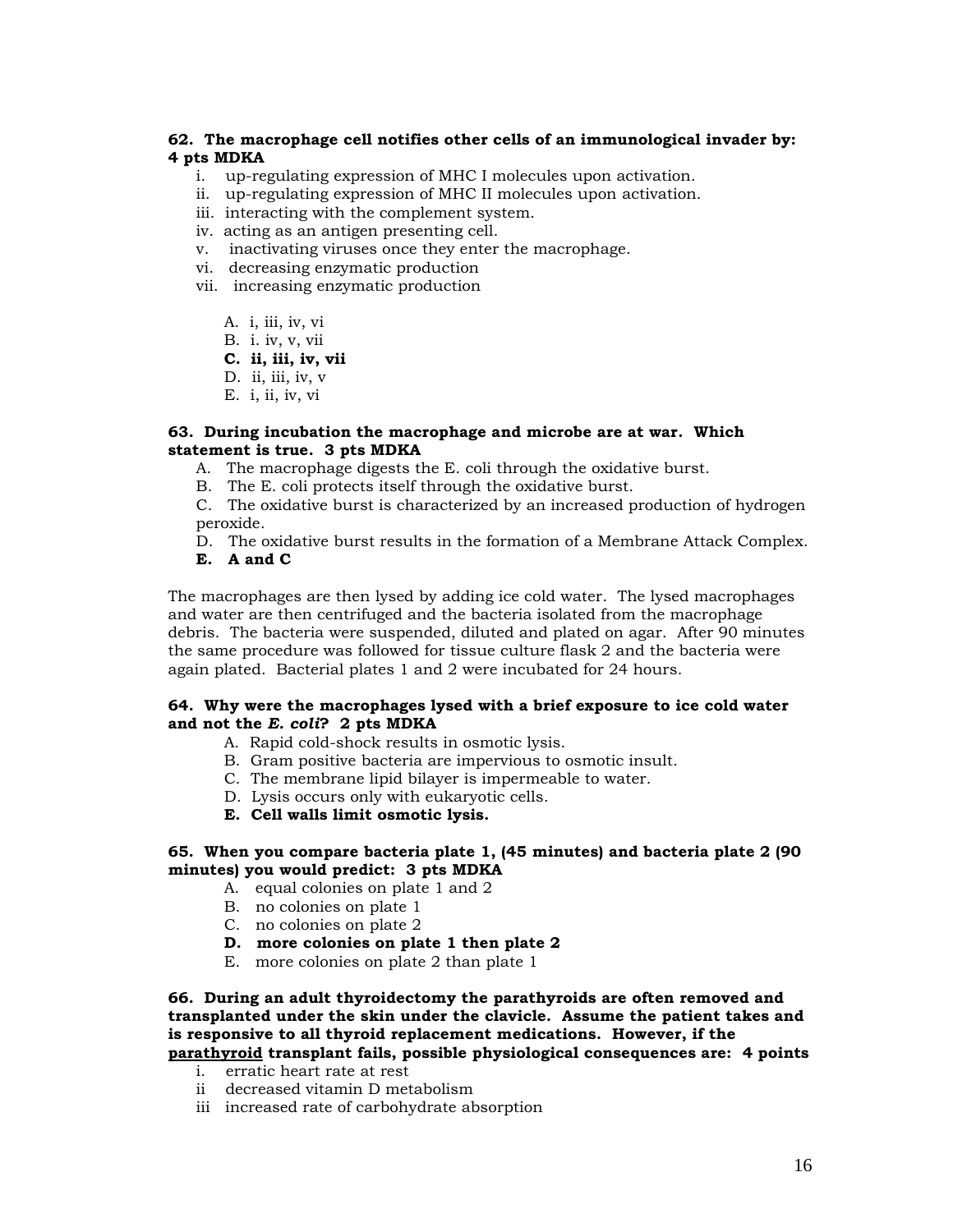**62. The macrophage cell notifies other cells of an immunological invader by: 4 pts MDKA**

i. up-regulating expression of MHC I molecules upon activation.
ii. up-regulating expression of MHC II molecules upon activation.
iii. interacting with the complement system.
iv. acting as an antigen presenting cell.
v. inactivating viruses once they enter the macrophage.
vi. decreasing enzymatic production
vii. increasing enzymatic production

A. i, iii, iv, vi
B. i. iv, v, vii
**C. ii, iii, iv, vii**
D. ii, iii, iv, v
E. i, ii, iv, vi

**63. During incubation the macrophage and microbe are at war. Which statement is true. 3 pts MDKA**

A. The macrophage digests the E. coli through the oxidative burst.
B. The E. coli protects itself through the oxidative burst.
C. The oxidative burst is characterized by an increased production of hydrogen peroxide.
D. The oxidative burst results in the formation of a Membrane Attack Complex.
**E. A and C**

The macrophages are then lysed by adding ice cold water. The lysed macrophages and water are then centrifuged and the bacteria isolated from the macrophage debris. The bacteria were suspended, diluted and plated on agar. After 90 minutes the same procedure was followed for tissue culture flask 2 and the bacteria were again plated. Bacterial plates 1 and 2 were incubated for 24 hours.

**64. Why were the macrophages lysed with a brief exposure to ice cold water and not the *E. coli*? 2 pts MDKA**

A. Rapid cold-shock results in osmotic lysis.
B. Gram positive bacteria are impervious to osmotic insult.
C. The membrane lipid bilayer is impermeable to water.
D. Lysis occurs only with eukaryotic cells.
**E. Cell walls limit osmotic lysis.**

**65. When you compare bacteria plate 1, (45 minutes) and bacteria plate 2 (90 minutes) you would predict: 3 pts MDKA**

A. equal colonies on plate 1 and 2
B. no colonies on plate 1
C. no colonies on plate 2
**D. more colonies on plate 1 then plate 2**
E. more colonies on plate 2 than plate 1

**66. During an adult thyroidectomy the parathyroids are often removed and transplanted under the skin under the clavicle. Assume the patient takes and is responsive to all thyroid replacement medications. However, if the <u>parathyroid</u> transplant fails, possible physiological consequences are: 4 points**

i. erratic heart rate at rest
ii decreased vitamin D metabolism
iii increased rate of carbohydrate absorption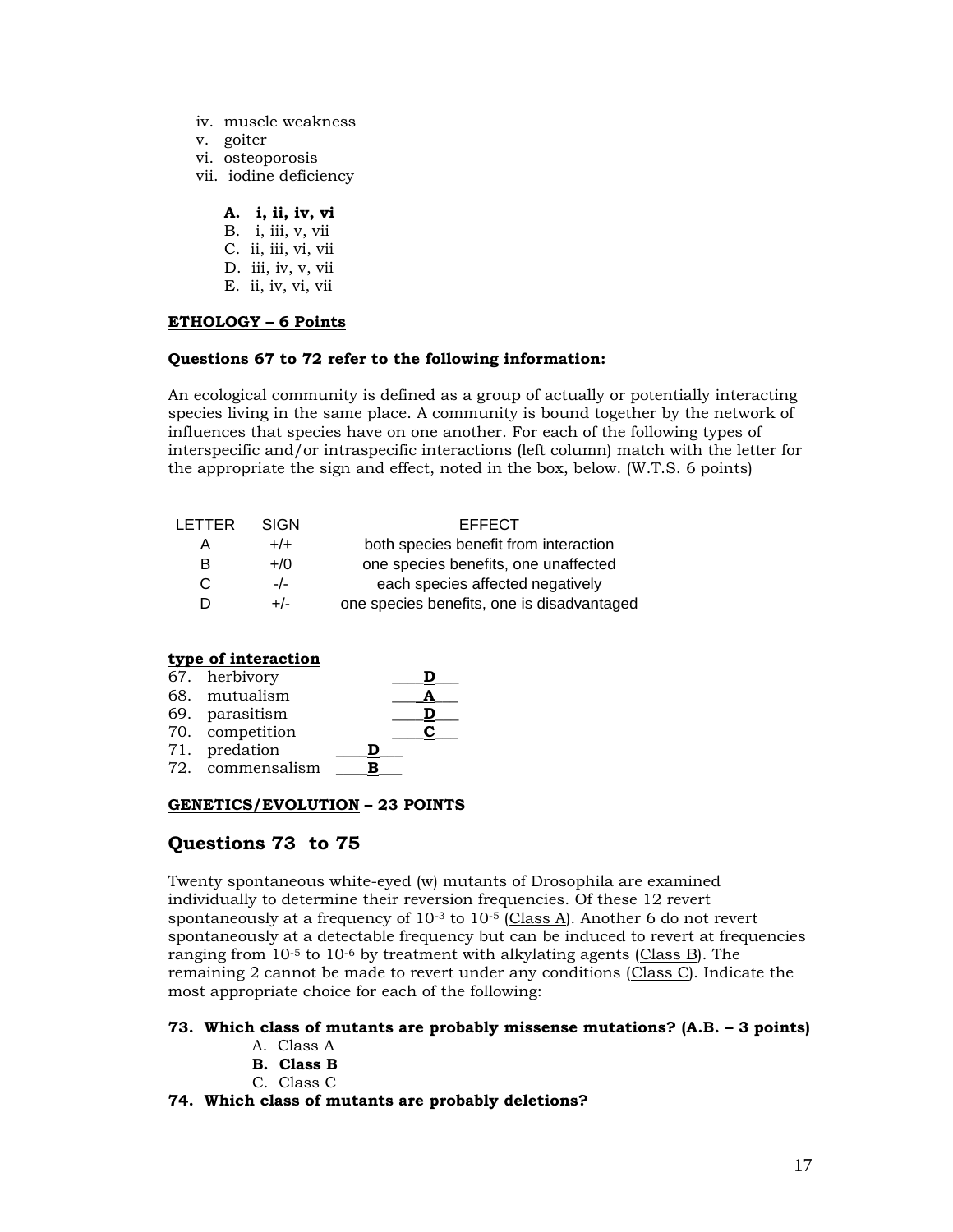iv. muscle weakness
v. goiter
vi. osteoporosis
vii. iodine deficiency

**A. i, ii, iv, vi**
B. i, iii, v, vii
C. ii, iii, vi, vii
D. iii, iv, v, vii
E. ii, iv, vi, vii

**<u>ETHOLOGY</u> – 6 Points**

**Questions 67 to 72 refer to the following information:**

An ecological community is defined as a group of actually or potentially interacting species living in the same place. A community is bound together by the network of influences that species have on one another. For each of the following types of interspecific and/or intraspecific interactions (left column) match with the letter for the appropriate the sign and effect, noted in the box, below. (W.T.S. 6 points)

| LETTER | SIGN | EFFECT |
|---|---|---|
| A | +/+ | both species benefit from interaction |
| B | +/0 | one species benefits, one unaffected |
| C | -/- | each species affected negatively |
| D | +/- | one species benefits, one is disadvantaged |

**<u>type of interaction</u>**

67. herbivory ____**D**___
68. mutualism ____**A**___
69. parasitism ____**D**___
70. competition ____**C**___
71. predation ____**D**___
72. commensalism ____**B**___

**<u>GENETICS/EVOLUTION</u> – 23 POINTS**

## Questions 73 to 75

Twenty spontaneous white-eyed (w) mutants of Drosophila are examined individually to determine their reversion frequencies. Of these 12 revert spontaneously at a frequency of $10^{-3}$ to $10^{-5}$ (<u>Class A</u>). Another 6 do not revert spontaneously at a detectable frequency but can be induced to revert at frequencies ranging from $10^{-5}$ to $10^{-6}$ by treatment with alkylating agents (<u>Class B</u>). The remaining 2 cannot be made to revert under any conditions (<u>Class C</u>). Indicate the most appropriate choice for each of the following:

**73. Which class of mutants are probably missense mutations? (A.B. – 3 points)**

A. Class A
**B. Class B**
C. Class C

**74. Which class of mutants are probably deletions?**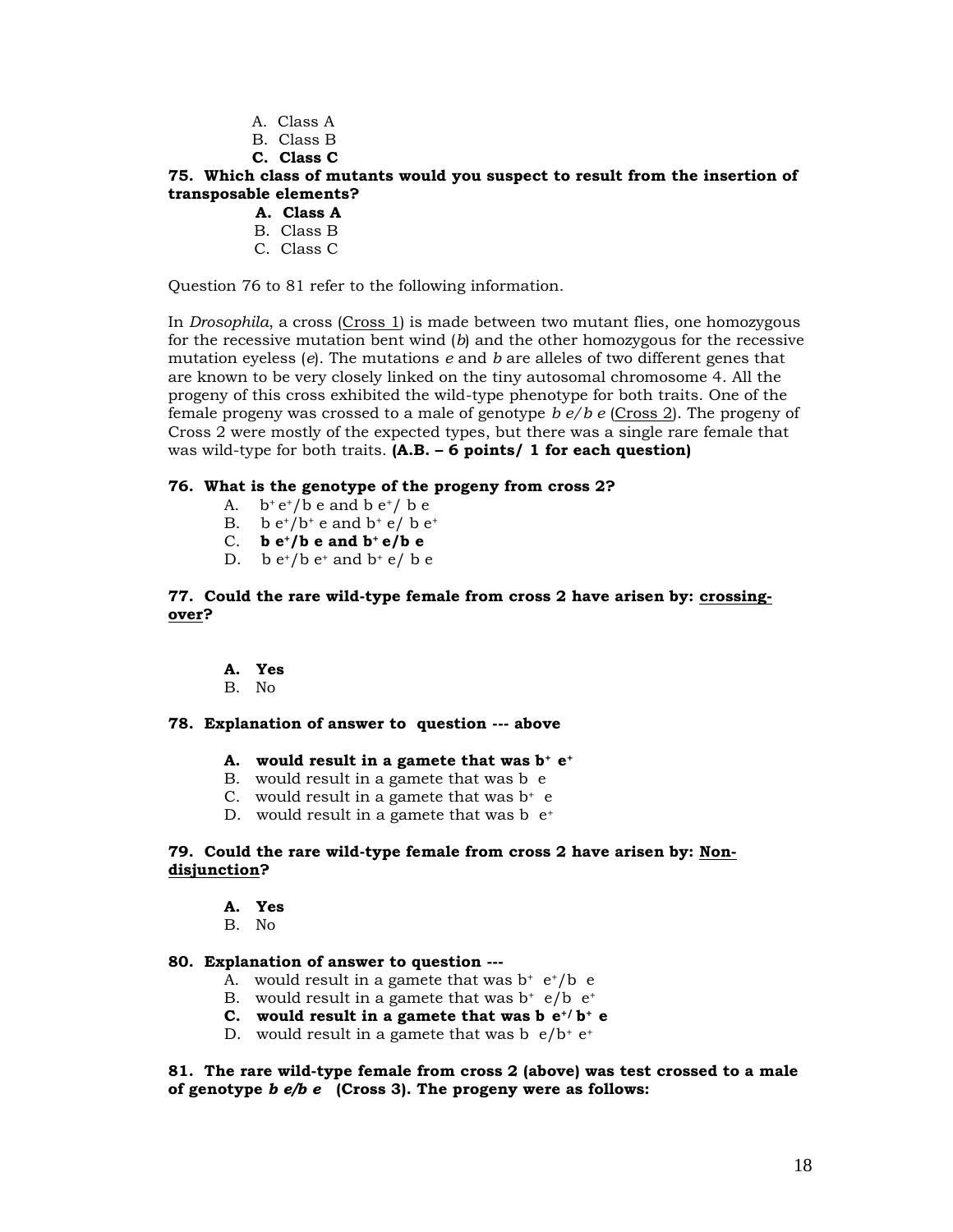A. Class A
B. Class B
**C. Class C**

**75. Which class of mutants would you suspect to result from the insertion of transposable elements?**

**A. Class A**
B. Class B
C. Class C

Question 76 to 81 refer to the following information.

In *Drosophila*, a cross (Cross 1) is made between two mutant flies, one homozygous for the recessive mutation bent wind (*b*) and the other homozygous for the recessive mutation eyeless (*e*). The mutations *e* and *b* are alleles of two different genes that are known to be very closely linked on the tiny autosomal chromosome 4. All the progeny of this cross exhibited the wild-type phenotype for both traits. One of the female progeny was crossed to a male of genotype *b e/b e* (Cross 2). The progeny of Cross 2 were mostly of the expected types, but there was a single rare female that was wild-type for both traits. **(A.B. – 6 points/ 1 for each question)**

**76. What is the genotype of the progeny from cross 2?**

A. $b^+ e^+/b\ e$ and $b\ e^+/\ b\ e$
B. $b\ e^+/b^+\ e$ and $b^+\ e/\ b\ e^+$
**C. $b\ e^+/b\ e$ and $b^+\ e/b\ e$**
D. $b\ e^+/b\ e^+$ and $b^+\ e/\ b\ e$

**77. Could the rare wild-type female from cross 2 have arisen by: crossing-over?**

**A. Yes**
B. No

**78. Explanation of answer to question --- above**

**A. would result in a gamete that was $b^+\ e^+$**
B. would result in a gamete that was $b\ e$
C. would result in a gamete that was $b^+\ e$
D. would result in a gamete that was $b\ e^+$

**79. Could the rare wild-type female from cross 2 have arisen by: Non-disjunction?**

**A. Yes**
B. No

**80. Explanation of answer to question ---**

A. would result in a gamete that was $b^+\ e^+/b\ e$
B. would result in a gamete that was $b^+\ e/b\ e^+$
**C. would result in a gamete that was $b\ e^+/\ b^+\ e$**
D. would result in a gamete that was $b\ e/b^+\ e^+$

**81. The rare wild-type female from cross 2 (above) was test crossed to a male of genotype *b e/b e* (Cross 3). The progeny were as follows:**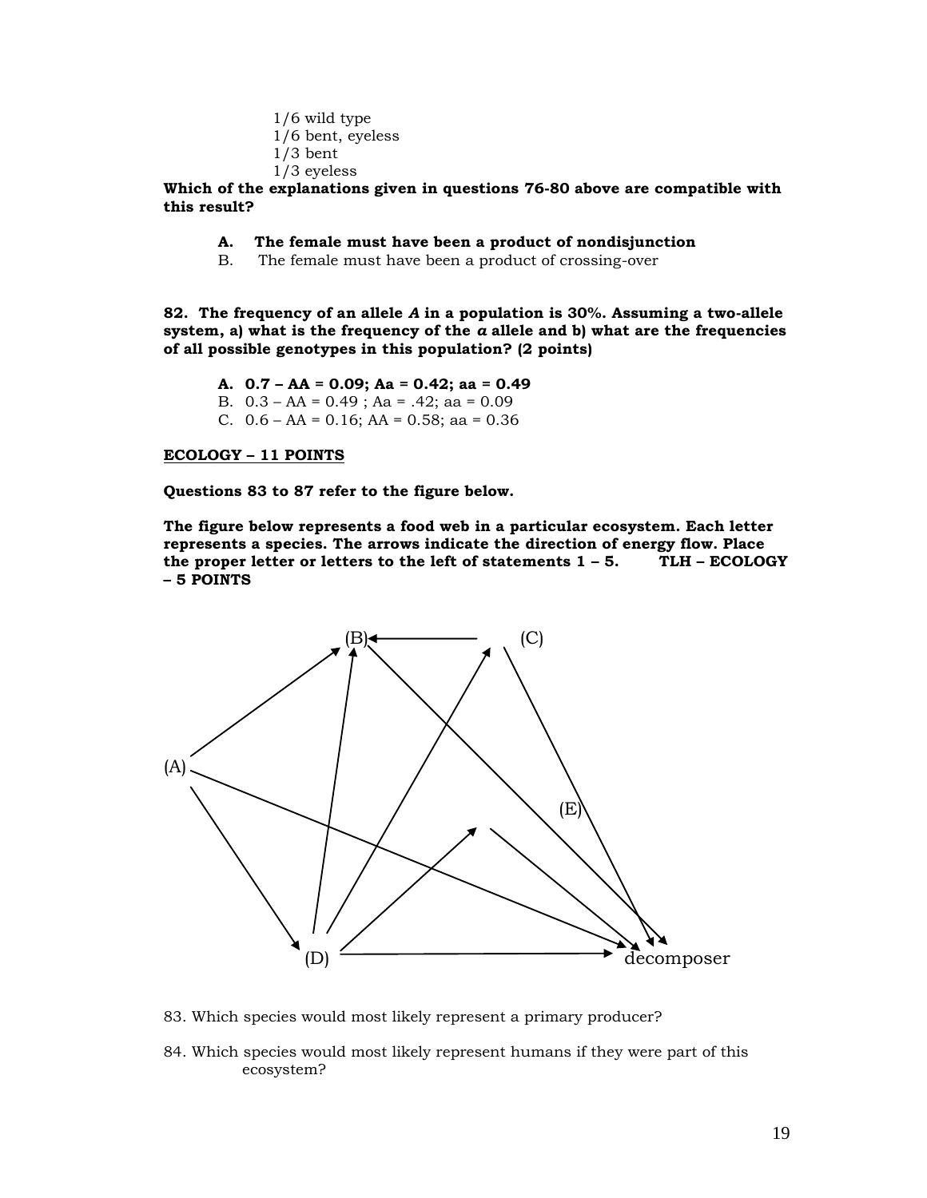1/6 wild type
1/6 bent, eyeless
1/3 bent
1/3 eyeless

**Which of the explanations given in questions 76-80 above are compatible with this result?**

- **A. The female must have been a product of nondisjunction**
- B. The female must have been a product of crossing-over

**82. The frequency of an allele *A* in a population is 30%. Assuming a two-allele system, a) what is the frequency of the *a* allele and b) what are the frequencies of all possible genotypes in this population? (2 points)**

- **A. 0.7 – AA = 0.09; Aa = 0.42; aa = 0.49**
- B. 0.3 – AA = 0.49 ; Aa = .42; aa = 0.09
- C. 0.6 – AA = 0.16; AA = 0.58; aa = 0.36

**ECOLOGY – 11 POINTS**

**Questions 83 to 87 refer to the figure below.**

**The figure below represents a food web in a particular ecosystem. Each letter represents a species. The arrows indicate the direction of energy flow. Place the proper letter or letters to the left of statements 1 – 5. TLH – ECOLOGY – 5 POINTS**

(B) (C) (A) (E) (D) decomposer

83. Which species would most likely represent a primary producer?

84. Which species would most likely represent humans if they were part of this ecosystem?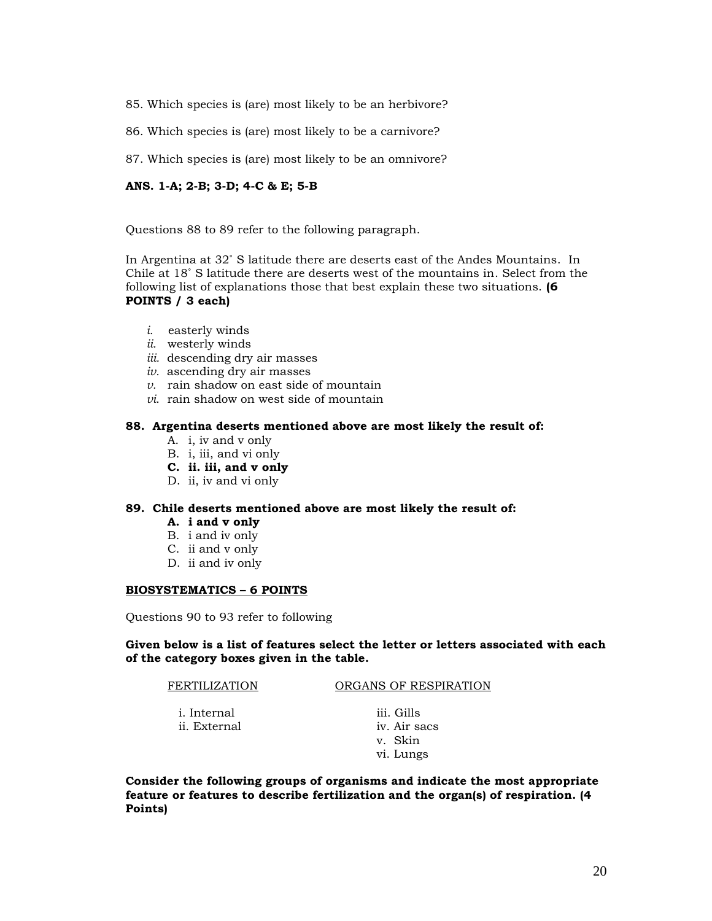85. Which species is (are) most likely to be an herbivore?

86. Which species is (are) most likely to be a carnivore?

87. Which species is (are) most likely to be an omnivore?

**ANS. 1-A; 2-B; 3-D; 4-C & E; 5-B**

Questions 88 to 89 refer to the following paragraph.

In Argentina at 32˚ S latitude there are deserts east of the Andes Mountains. In Chile at 18˚ S latitude there are deserts west of the mountains in. Select from the following list of explanations those that best explain these two situations. **(6 POINTS / 3 each)**

- *i.* easterly winds
- *ii.* westerly winds
- *iii.* descending dry air masses
- *iv.* ascending dry air masses
- *v.* rain shadow on east side of mountain
- *vi.* rain shadow on west side of mountain

**88. Argentina deserts mentioned above are most likely the result of:**

- A. i, iv and v only
- B. i, iii, and vi only
- **C. ii. iii, and v only**
- D. ii, iv and vi only

**89. Chile deserts mentioned above are most likely the result of:**

- **A. i and v only**
- B. i and iv only
- C. ii and v only
- D. ii and iv only

## BIOSYSTEMATICS – 6 POINTS

Questions 90 to 93 refer to following

**Given below is a list of features select the letter or letters associated with each of the category boxes given in the table.**

| FERTILIZATION | ORGANS OF RESPIRATION |
|---|---|
| i. Internal | iii. Gills |
| ii. External | iv. Air sacs |
| | v. Skin |
| | vi. Lungs |

**Consider the following groups of organisms and indicate the most appropriate feature or features to describe fertilization and the organ(s) of respiration. (4 Points)**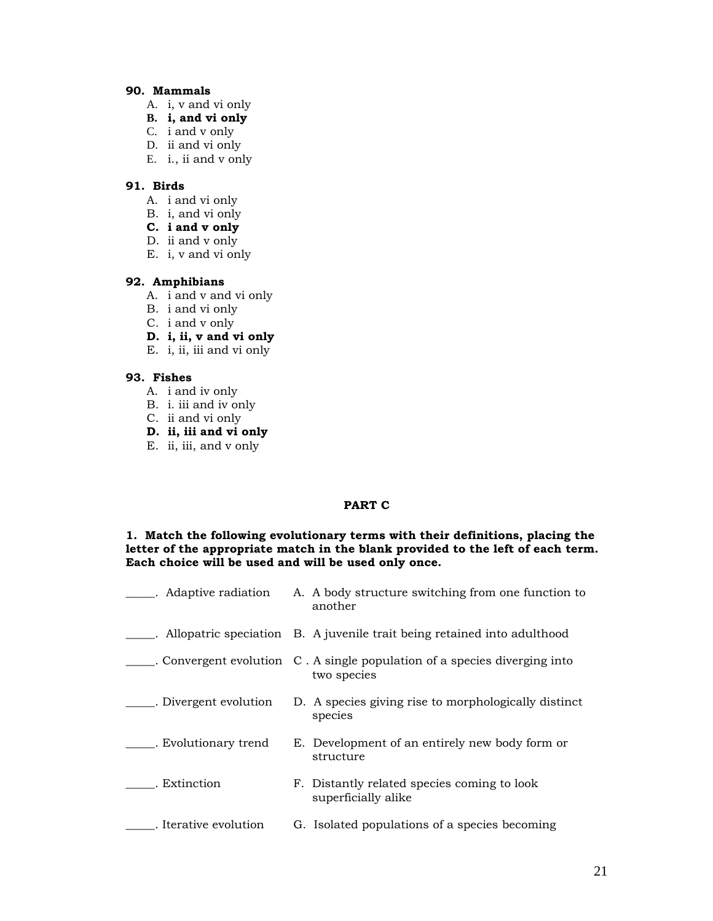**90. Mammals**

A. i, v and vi only
**B. i, and vi only**
C. i and v only
D. ii and vi only
E. i., ii and v only

**91. Birds**

A. i and vi only
B. i, and vi only
**C. i and v only**
D. ii and v only
E. i, v and vi only

**92. Amphibians**

A. i and v and vi only
B. i and vi only
C. i and v only
**D. i, ii, v and vi only**
E. i, ii, iii and vi only

**93. Fishes**

A. i and iv only
B. i. iii and iv only
C. ii and vi only
**D. ii, iii and vi only**
E. ii, iii, and v only

**PART C**

**1. Match the following evolutionary terms with their definitions, placing the letter of the appropriate match in the blank provided to the left of each term. Each choice will be used and will be used only once.**

| Term | Definition |
|---|---|
| _____. Adaptive radiation | A. A body structure switching from one function to another |
| _____. Allopatric speciation | B. A juvenile trait being retained into adulthood |
| _____. Convergent evolution | C . A single population of a species diverging into two species |
| _____. Divergent evolution | D. A species giving rise to morphologically distinct species |
| _____. Evolutionary trend | E. Development of an entirely new body form or structure |
| _____. Extinction | F. Distantly related species coming to look superficially alike |
| _____. Iterative evolution | G. Isolated populations of a species becoming |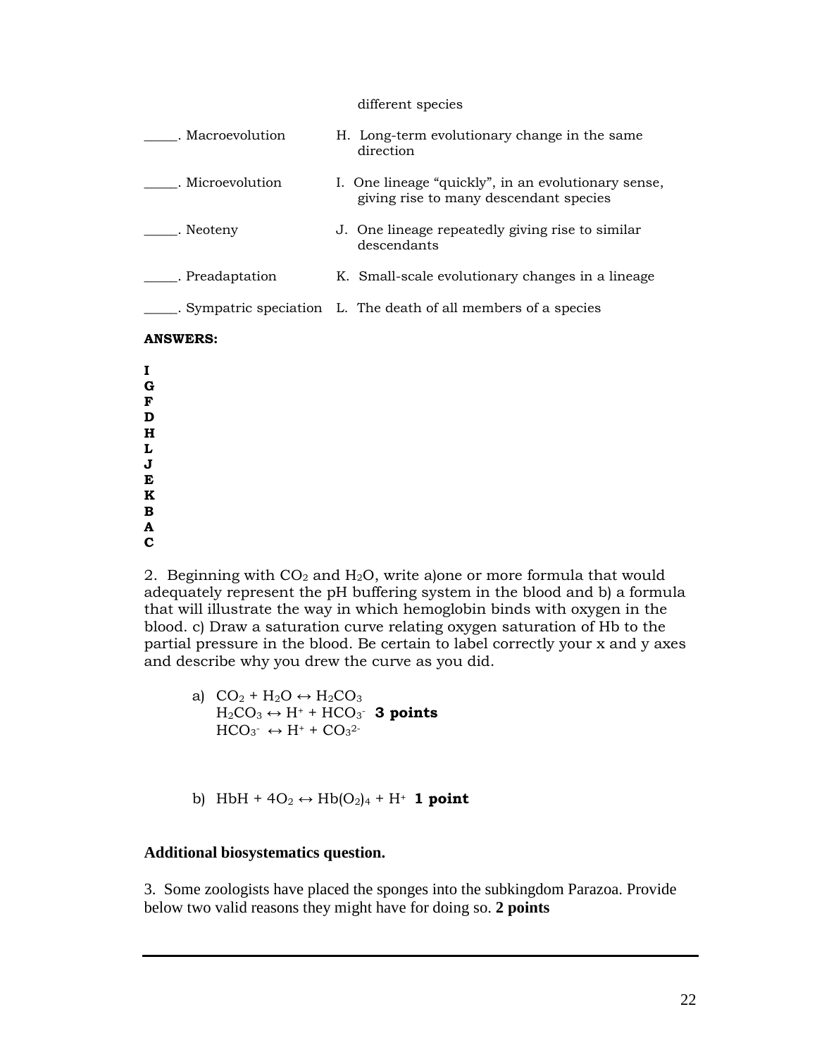different species

_____. Macroevolution H. Long-term evolutionary change in the same direction

_____. Microevolution I. One lineage "quickly", in an evolutionary sense, giving rise to many descendant species

_____. Neoteny J. One lineage repeatedly giving rise to similar descendants

_____. Preadaptation K. Small-scale evolutionary changes in a lineage

_____. Sympatric speciation L. The death of all members of a species

**ANSWERS:**

**I**
**G**
**F**
**D**
**H**
**L**
**J**
**E**
**K**
**B**
**A**
**C**

2. Beginning with $CO_2$ and $H_2O$, write a)one or more formula that would adequately represent the pH buffering system in the blood and b) a formula that will illustrate the way in which hemoglobin binds with oxygen in the blood. c) Draw a saturation curve relating oxygen saturation of Hb to the partial pressure in the blood. Be certain to label correctly your x and y axes and describe why you drew the curve as you did.

a) $CO_2 + H_2O \leftrightarrow H_2CO_3$
$H_2CO_3 \leftrightarrow H^+ + HCO_3^-$ **3 points**
$HCO_3^- \leftrightarrow H^+ + CO_3^{2-}$

b) $HbH + 4O_2 \leftrightarrow Hb(O_2)_4 + H^+$ **1 point**

**Additional biosystematics question.**

3. Some zoologists have placed the sponges into the subkingdom Parazoa. Provide below two valid reasons they might have for doing so. **2 points**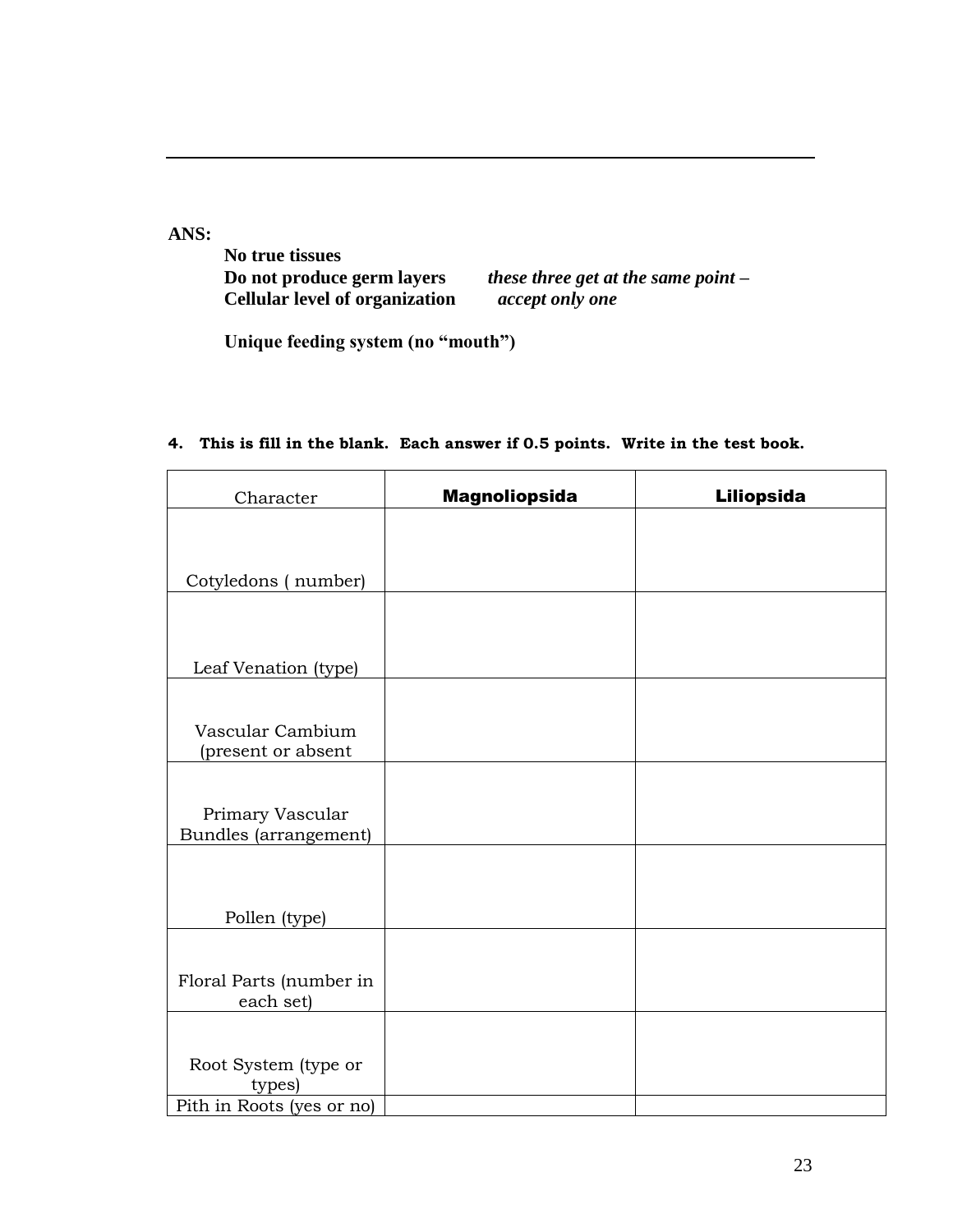---

**ANS:**

**No true tissues**
**Do not produce germ layers** ***these three get at the same point –***
**Cellular level of organization** ***accept only one***

**Unique feeding system (no "mouth")**

**4. This is fill in the blank. Each answer if 0.5 points. Write in the test book.**

| Character | **Magnoliopsida** | **Liliopsida** |
|---|---|---|
| Cotyledons ( number) | | |
| Leaf Venation (type) | | |
| Vascular Cambium (present or absent | | |
| Primary Vascular Bundles (arrangement) | | |
| Pollen (type) | | |
| Floral Parts (number in each set) | | |
| Root System (type or types) | | |
| Pith in Roots (yes or no) | | |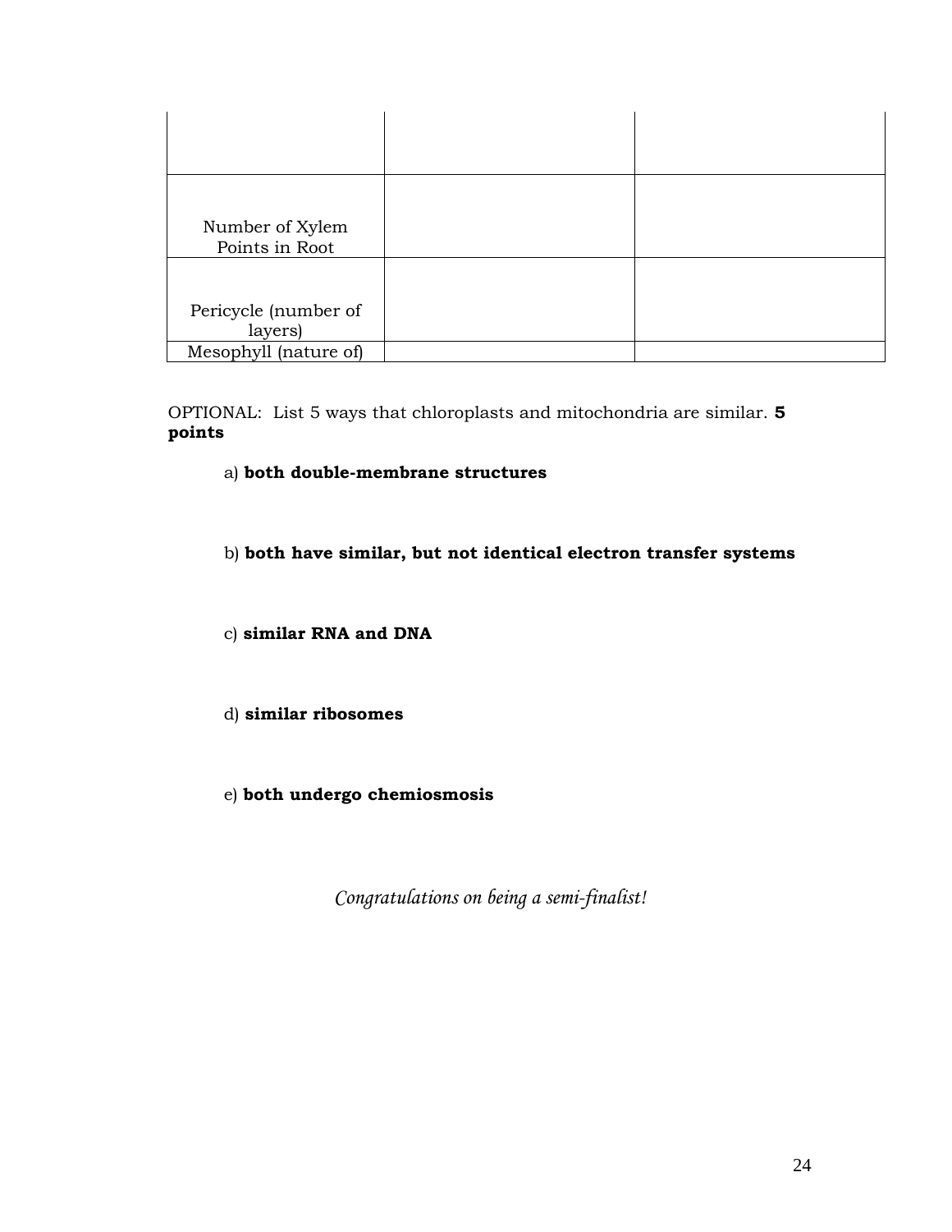| | | |
|---|---|---|
| | | |
| Number of Xylem Points in Root | | |
| Pericycle (number of layers) | | |
| Mesophyll (nature of) | | |

OPTIONAL: List 5 ways that chloroplasts and mitochondria are similar. **5 points**

a) **both double-membrane structures**

b) **both have similar, but not identical electron transfer systems**

c) **similar RNA and DNA**

d) **similar ribosomes**

e) **both undergo chemiosmosis**

*Congratulations on being a semi-finalist!*